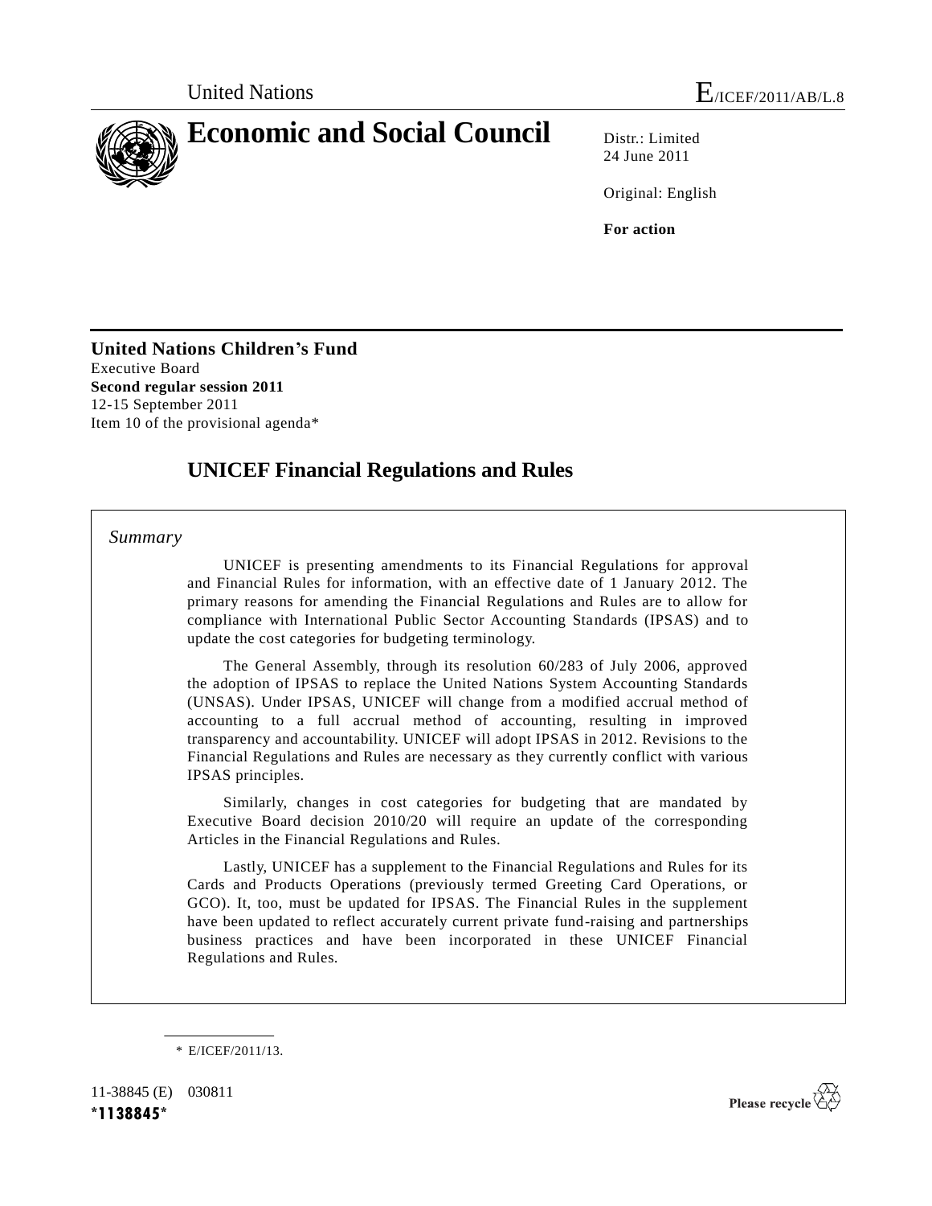United Nations E/ICEF/2011/AB/L.8

# Economic and Social Council

Distr.: Limited
24 June 2011

Original: English

**For action**

**United Nations Children's Fund**
Executive Board
**Second regular session 2011**
12-15 September 2011
Item 10 of the provisional agenda*

## UNICEF Financial Regulations and Rules

*Summary*

UNICEF is presenting amendments to its Financial Regulations for approval and Financial Rules for information, with an effective date of 1 January 2012. The primary reasons for amending the Financial Regulations and Rules are to allow for compliance with International Public Sector Accounting Standards (IPSAS) and to update the cost categories for budgeting terminology.

The General Assembly, through its resolution 60/283 of July 2006, approved the adoption of IPSAS to replace the United Nations System Accounting Standards (UNSAS). Under IPSAS, UNICEF will change from a modified accrual method of accounting to a full accrual method of accounting, resulting in improved transparency and accountability. UNICEF will adopt IPSAS in 2012. Revisions to the Financial Regulations and Rules are necessary as they currently conflict with various IPSAS principles.

Similarly, changes in cost categories for budgeting that are mandated by Executive Board decision 2010/20 will require an update of the corresponding Articles in the Financial Regulations and Rules.

Lastly, UNICEF has a supplement to the Financial Regulations and Rules for its Cards and Products Operations (previously termed Greeting Card Operations, or GCO). It, too, must be updated for IPSAS. The Financial Rules in the supplement have been updated to reflect accurately current private fund-raising and partnerships business practices and have been incorporated in these UNICEF Financial Regulations and Rules.

\* E/ICEF/2011/13.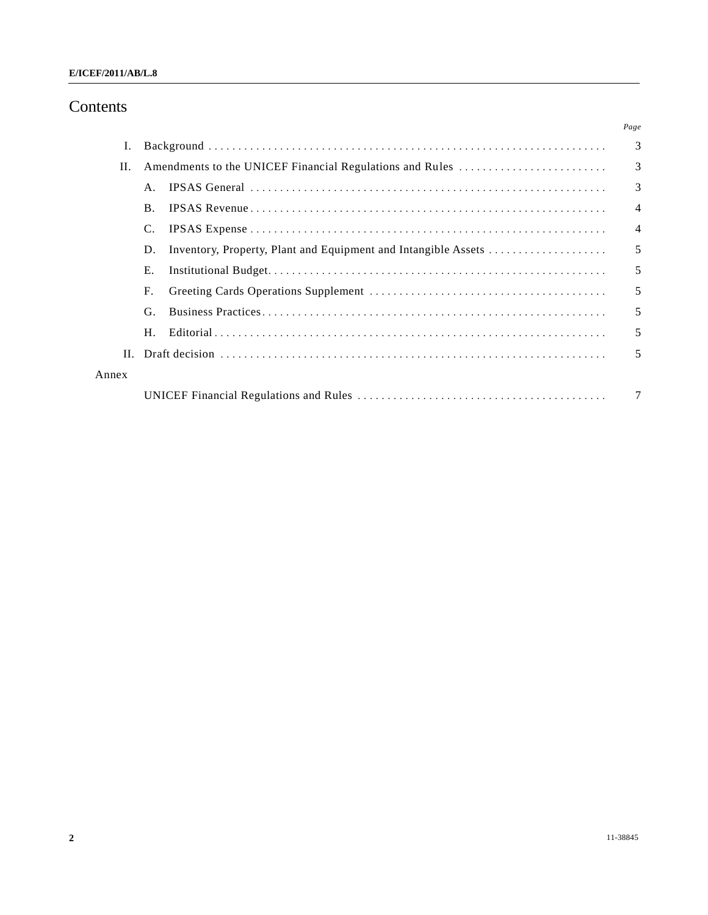# Contents

| | | Page |
|---|---|---|
| I. | Background | 3 |
| II. | Amendments to the UNICEF Financial Regulations and Rules | 3 |
| | A. IPSAS General | 3 |
| | B. IPSAS Revenue | 4 |
| | C. IPSAS Expense | 4 |
| | D. Inventory, Property, Plant and Equipment and Intangible Assets | 5 |
| | E. Institutional Budget | 5 |
| | F. Greeting Cards Operations Supplement | 5 |
| | G. Business Practices | 5 |
| | H. Editorial | 5 |
| II. | Draft decision | 5 |
| Annex | | |
| | UNICEF Financial Regulations and Rules | 7 |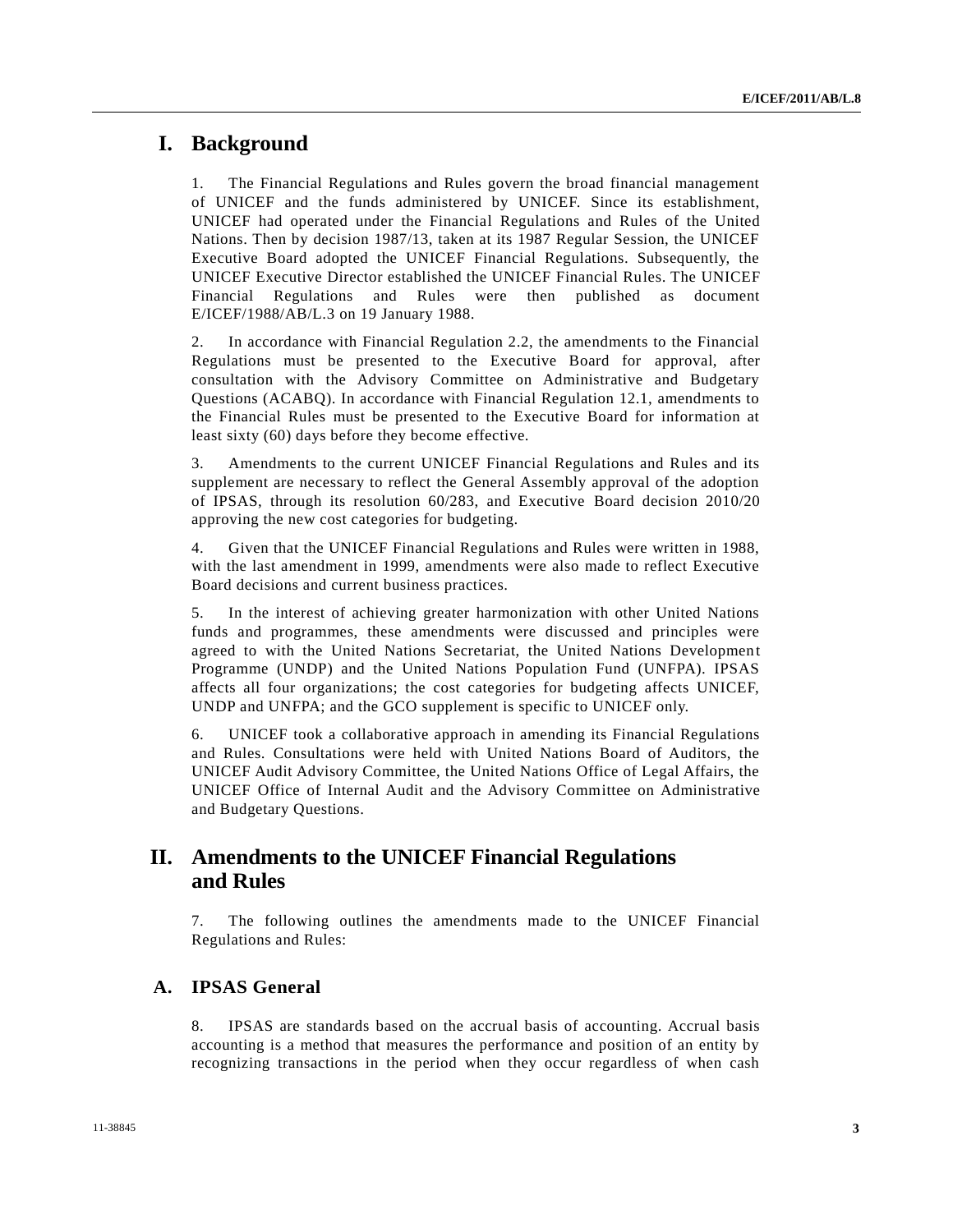# I. Background

1. The Financial Regulations and Rules govern the broad financial management of UNICEF and the funds administered by UNICEF. Since its establishment, UNICEF had operated under the Financial Regulations and Rules of the United Nations. Then by decision 1987/13, taken at its 1987 Regular Session, the UNICEF Executive Board adopted the UNICEF Financial Regulations. Subsequently, the UNICEF Executive Director established the UNICEF Financial Rules. The UNICEF Financial Regulations and Rules were then published as document E/ICEF/1988/AB/L.3 on 19 January 1988.

2. In accordance with Financial Regulation 2.2, the amendments to the Financial Regulations must be presented to the Executive Board for approval, after consultation with the Advisory Committee on Administrative and Budgetary Questions (ACABQ). In accordance with Financial Regulation 12.1, amendments to the Financial Rules must be presented to the Executive Board for information at least sixty (60) days before they become effective.

3. Amendments to the current UNICEF Financial Regulations and Rules and its supplement are necessary to reflect the General Assembly approval of the adoption of IPSAS, through its resolution 60/283, and Executive Board decision 2010/20 approving the new cost categories for budgeting.

4. Given that the UNICEF Financial Regulations and Rules were written in 1988, with the last amendment in 1999, amendments were also made to reflect Executive Board decisions and current business practices.

5. In the interest of achieving greater harmonization with other United Nations funds and programmes, these amendments were discussed and principles were agreed to with the United Nations Secretariat, the United Nations Development Programme (UNDP) and the United Nations Population Fund (UNFPA). IPSAS affects all four organizations; the cost categories for budgeting affects UNICEF, UNDP and UNFPA; and the GCO supplement is specific to UNICEF only.

6. UNICEF took a collaborative approach in amending its Financial Regulations and Rules. Consultations were held with United Nations Board of Auditors, the UNICEF Audit Advisory Committee, the United Nations Office of Legal Affairs, the UNICEF Office of Internal Audit and the Advisory Committee on Administrative and Budgetary Questions.

# II. Amendments to the UNICEF Financial Regulations and Rules

7. The following outlines the amendments made to the UNICEF Financial Regulations and Rules:

## A. IPSAS General

8. IPSAS are standards based on the accrual basis of accounting. Accrual basis accounting is a method that measures the performance and position of an entity by recognizing transactions in the period when they occur regardless of when cash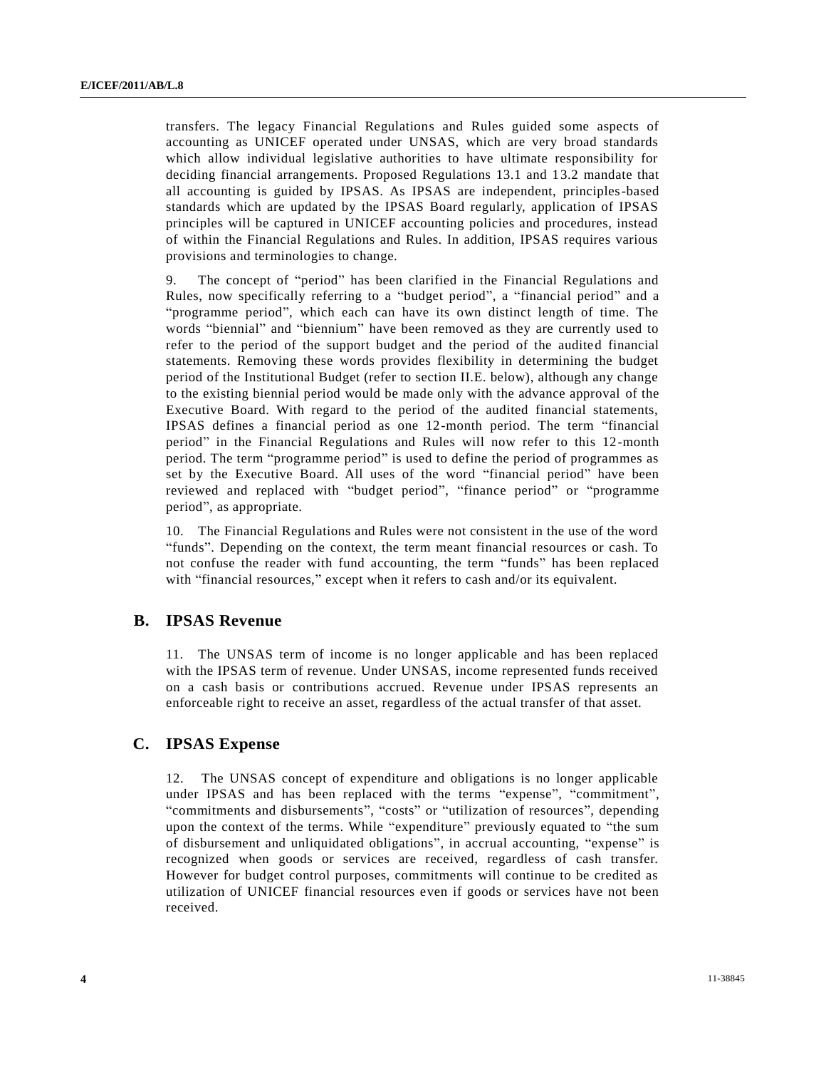transfers. The legacy Financial Regulations and Rules guided some aspects of accounting as UNICEF operated under UNSAS, which are very broad standards which allow individual legislative authorities to have ultimate responsibility for deciding financial arrangements. Proposed Regulations 13.1 and 13.2 mandate that all accounting is guided by IPSAS. As IPSAS are independent, principles-based standards which are updated by the IPSAS Board regularly, application of IPSAS principles will be captured in UNICEF accounting policies and procedures, instead of within the Financial Regulations and Rules. In addition, IPSAS requires various provisions and terminologies to change.

9. The concept of "period" has been clarified in the Financial Regulations and Rules, now specifically referring to a "budget period", a "financial period" and a "programme period", which each can have its own distinct length of time. The words "biennial" and "biennium" have been removed as they are currently used to refer to the period of the support budget and the period of the audited financial statements. Removing these words provides flexibility in determining the budget period of the Institutional Budget (refer to section II.E. below), although any change to the existing biennial period would be made only with the advance approval of the Executive Board. With regard to the period of the audited financial statements, IPSAS defines a financial period as one 12-month period. The term "financial period" in the Financial Regulations and Rules will now refer to this 12-month period. The term "programme period" is used to define the period of programmes as set by the Executive Board. All uses of the word "financial period" have been reviewed and replaced with "budget period", "finance period" or "programme period", as appropriate.

10. The Financial Regulations and Rules were not consistent in the use of the word "funds". Depending on the context, the term meant financial resources or cash. To not confuse the reader with fund accounting, the term "funds" has been replaced with "financial resources," except when it refers to cash and/or its equivalent.

## B. IPSAS Revenue

11. The UNSAS term of income is no longer applicable and has been replaced with the IPSAS term of revenue. Under UNSAS, income represented funds received on a cash basis or contributions accrued. Revenue under IPSAS represents an enforceable right to receive an asset, regardless of the actual transfer of that asset.

## C. IPSAS Expense

12. The UNSAS concept of expenditure and obligations is no longer applicable under IPSAS and has been replaced with the terms "expense", "commitment", "commitments and disbursements", "costs" or "utilization of resources", depending upon the context of the terms. While "expenditure" previously equated to "the sum of disbursement and unliquidated obligations", in accrual accounting, "expense" is recognized when goods or services are received, regardless of cash transfer. However for budget control purposes, commitments will continue to be credited as utilization of UNICEF financial resources even if goods or services have not been received.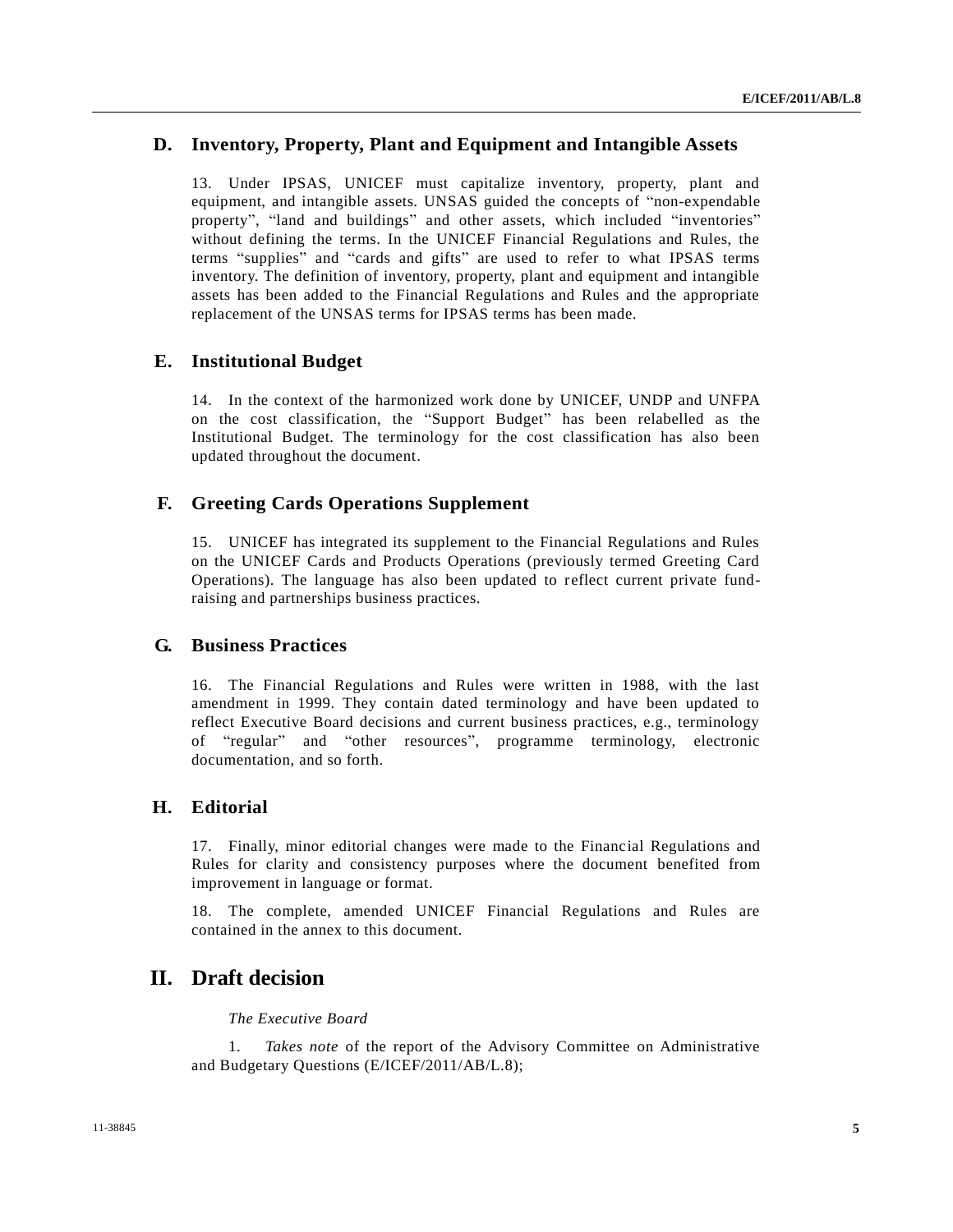## D. Inventory, Property, Plant and Equipment and Intangible Assets

13. Under IPSAS, UNICEF must capitalize inventory, property, plant and equipment, and intangible assets. UNSAS guided the concepts of "non-expendable property", "land and buildings" and other assets, which included "inventories" without defining the terms. In the UNICEF Financial Regulations and Rules, the terms "supplies" and "cards and gifts" are used to refer to what IPSAS terms inventory. The definition of inventory, property, plant and equipment and intangible assets has been added to the Financial Regulations and Rules and the appropriate replacement of the UNSAS terms for IPSAS terms has been made.

## E. Institutional Budget

14. In the context of the harmonized work done by UNICEF, UNDP and UNFPA on the cost classification, the "Support Budget" has been relabelled as the Institutional Budget. The terminology for the cost classification has also been updated throughout the document.

## F. Greeting Cards Operations Supplement

15. UNICEF has integrated its supplement to the Financial Regulations and Rules on the UNICEF Cards and Products Operations (previously termed Greeting Card Operations). The language has also been updated to reflect current private fund-raising and partnerships business practices.

## G. Business Practices

16. The Financial Regulations and Rules were written in 1988, with the last amendment in 1999. They contain dated terminology and have been updated to reflect Executive Board decisions and current business practices, e.g., terminology of "regular" and "other resources", programme terminology, electronic documentation, and so forth.

## H. Editorial

17. Finally, minor editorial changes were made to the Financial Regulations and Rules for clarity and consistency purposes where the document benefited from improvement in language or format.

18. The complete, amended UNICEF Financial Regulations and Rules are contained in the annex to this document.

# II. Draft decision

*The Executive Board*

1. *Takes note* of the report of the Advisory Committee on Administrative and Budgetary Questions (E/ICEF/2011/AB/L.8);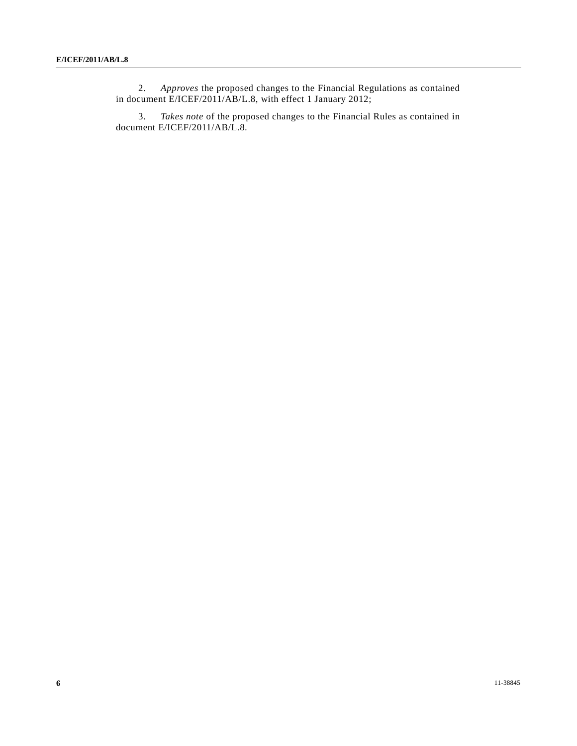2. *Approves* the proposed changes to the Financial Regulations as contained in document E/ICEF/2011/AB/L.8, with effect 1 January 2012;

3. *Takes note* of the proposed changes to the Financial Rules as contained in document E/ICEF/2011/AB/L.8.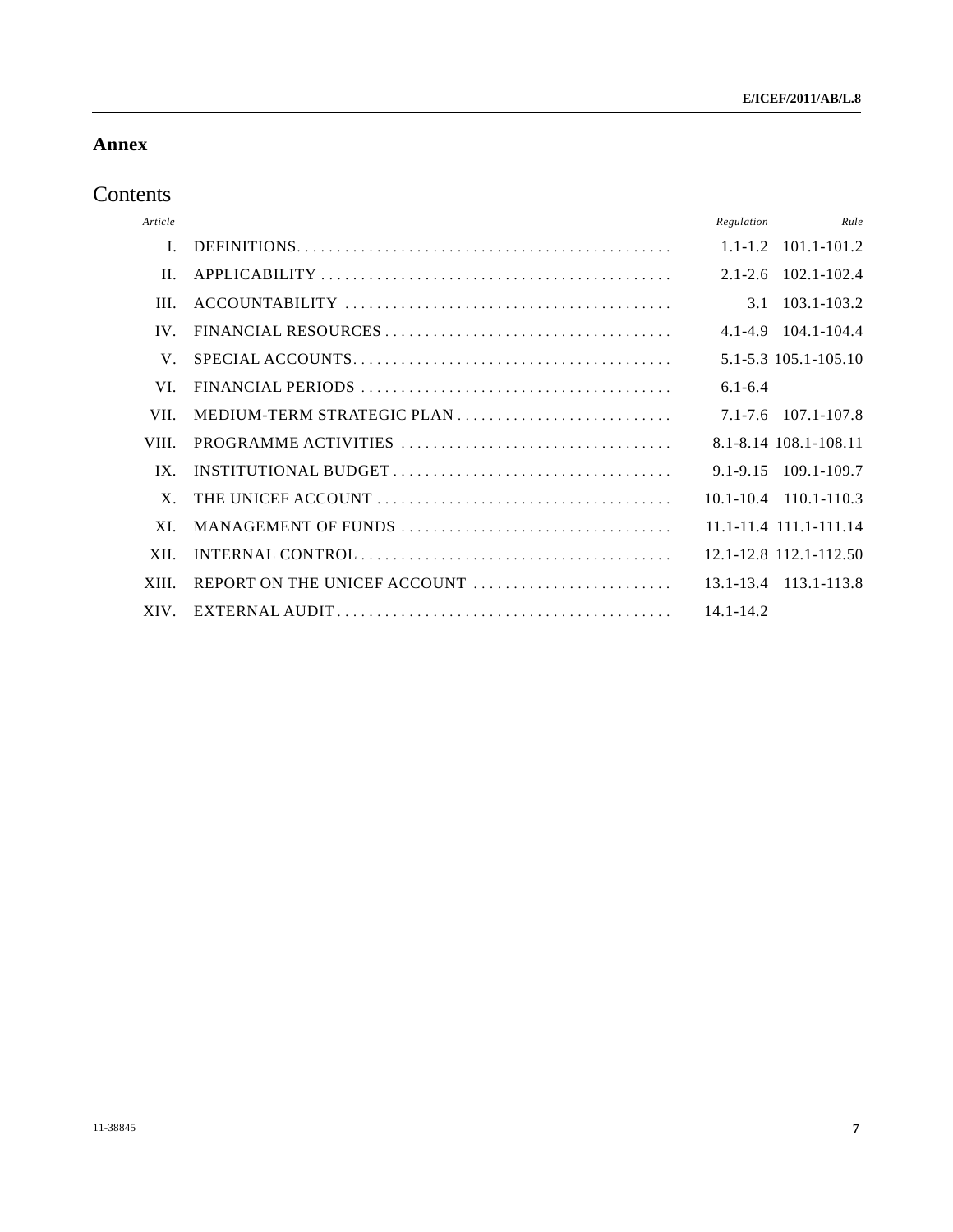## Annex

## Contents

| *Article* | | *Regulation* | *Rule* |
|---|---|---|---|
| I. | DEFINITIONS | 1.1-1.2 | 101.1-101.2 |
| II. | APPLICABILITY | 2.1-2.6 | 102.1-102.4 |
| III. | ACCOUNTABILITY | 3.1 | 103.1-103.2 |
| IV. | FINANCIAL RESOURCES | 4.1-4.9 | 104.1-104.4 |
| V. | SPECIAL ACCOUNTS | 5.1-5.3 | 105.1-105.10 |
| VI. | FINANCIAL PERIODS | 6.1-6.4 | |
| VII. | MEDIUM-TERM STRATEGIC PLAN | 7.1-7.6 | 107.1-107.8 |
| VIII. | PROGRAMME ACTIVITIES | 8.1-8.14 | 108.1-108.11 |
| IX. | INSTITUTIONAL BUDGET | 9.1-9.15 | 109.1-109.7 |
| X. | THE UNICEF ACCOUNT | 10.1-10.4 | 110.1-110.3 |
| XI. | MANAGEMENT OF FUNDS | 11.1-11.4 | 111.1-111.14 |
| XII. | INTERNAL CONTROL | 12.1-12.8 | 112.1-112.50 |
| XIII. | REPORT ON THE UNICEF ACCOUNT | 13.1-13.4 | 113.1-113.8 |
| XIV. | EXTERNAL AUDIT | 14.1-14.2 | |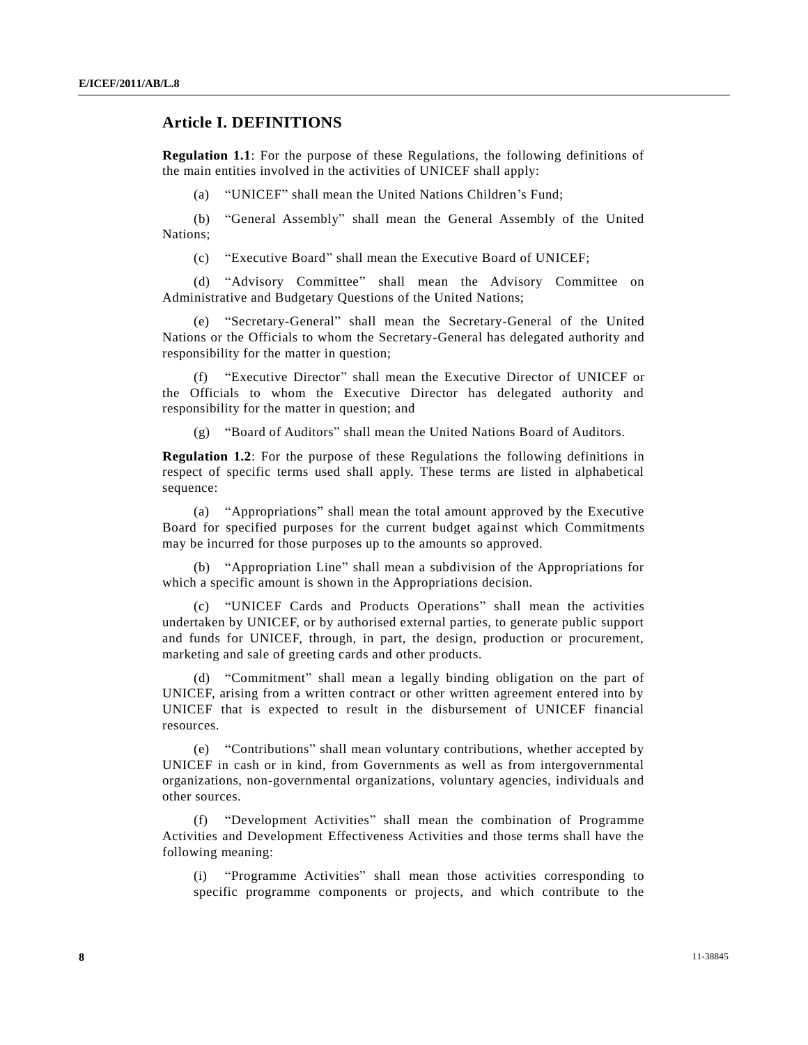## Article I. DEFINITIONS

**Regulation 1.1**: For the purpose of these Regulations, the following definitions of the main entities involved in the activities of UNICEF shall apply:

(a) "UNICEF" shall mean the United Nations Children's Fund;

(b) "General Assembly" shall mean the General Assembly of the United Nations;

(c) "Executive Board" shall mean the Executive Board of UNICEF;

(d) "Advisory Committee" shall mean the Advisory Committee on Administrative and Budgetary Questions of the United Nations;

(e) "Secretary-General" shall mean the Secretary-General of the United Nations or the Officials to whom the Secretary-General has delegated authority and responsibility for the matter in question;

(f) "Executive Director" shall mean the Executive Director of UNICEF or the Officials to whom the Executive Director has delegated authority and responsibility for the matter in question; and

(g) "Board of Auditors" shall mean the United Nations Board of Auditors.

**Regulation 1.2**: For the purpose of these Regulations the following definitions in respect of specific terms used shall apply. These terms are listed in alphabetical sequence:

(a) "Appropriations" shall mean the total amount approved by the Executive Board for specified purposes for the current budget against which Commitments may be incurred for those purposes up to the amounts so approved.

(b) "Appropriation Line" shall mean a subdivision of the Appropriations for which a specific amount is shown in the Appropriations decision.

(c) "UNICEF Cards and Products Operations" shall mean the activities undertaken by UNICEF, or by authorised external parties, to generate public support and funds for UNICEF, through, in part, the design, production or procurement, marketing and sale of greeting cards and other products.

(d) "Commitment" shall mean a legally binding obligation on the part of UNICEF, arising from a written contract or other written agreement entered into by UNICEF that is expected to result in the disbursement of UNICEF financial resources.

(e) "Contributions" shall mean voluntary contributions, whether accepted by UNICEF in cash or in kind, from Governments as well as from intergovernmental organizations, non-governmental organizations, voluntary agencies, individuals and other sources.

(f) "Development Activities" shall mean the combination of Programme Activities and Development Effectiveness Activities and those terms shall have the following meaning:

(i) "Programme Activities" shall mean those activities corresponding to specific programme components or projects, and which contribute to the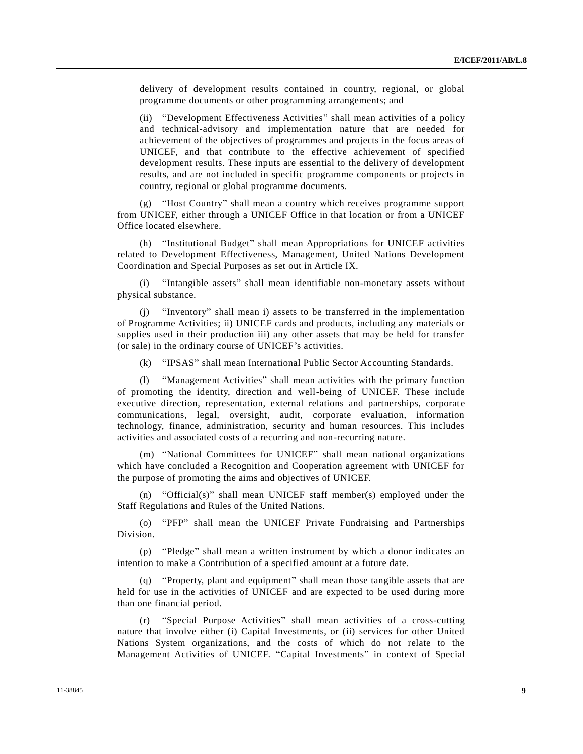delivery of development results contained in country, regional, or global programme documents or other programming arrangements; and

(ii) "Development Effectiveness Activities" shall mean activities of a policy and technical-advisory and implementation nature that are needed for achievement of the objectives of programmes and projects in the focus areas of UNICEF, and that contribute to the effective achievement of specified development results. These inputs are essential to the delivery of development results, and are not included in specific programme components or projects in country, regional or global programme documents.

(g) "Host Country" shall mean a country which receives programme support from UNICEF, either through a UNICEF Office in that location or from a UNICEF Office located elsewhere.

(h) "Institutional Budget" shall mean Appropriations for UNICEF activities related to Development Effectiveness, Management, United Nations Development Coordination and Special Purposes as set out in Article IX.

(i) "Intangible assets" shall mean identifiable non-monetary assets without physical substance.

(j) "Inventory" shall mean i) assets to be transferred in the implementation of Programme Activities; ii) UNICEF cards and products, including any materials or supplies used in their production iii) any other assets that may be held for transfer (or sale) in the ordinary course of UNICEF's activities.

(k) "IPSAS" shall mean International Public Sector Accounting Standards.

(l) "Management Activities" shall mean activities with the primary function of promoting the identity, direction and well-being of UNICEF. These include executive direction, representation, external relations and partnerships, corporate communications, legal, oversight, audit, corporate evaluation, information technology, finance, administration, security and human resources. This includes activities and associated costs of a recurring and non-recurring nature.

(m) "National Committees for UNICEF" shall mean national organizations which have concluded a Recognition and Cooperation agreement with UNICEF for the purpose of promoting the aims and objectives of UNICEF.

(n) "Official(s)" shall mean UNICEF staff member(s) employed under the Staff Regulations and Rules of the United Nations.

(o) "PFP" shall mean the UNICEF Private Fundraising and Partnerships Division.

(p) "Pledge" shall mean a written instrument by which a donor indicates an intention to make a Contribution of a specified amount at a future date.

(q) "Property, plant and equipment" shall mean those tangible assets that are held for use in the activities of UNICEF and are expected to be used during more than one financial period.

(r) "Special Purpose Activities" shall mean activities of a cross-cutting nature that involve either (i) Capital Investments, or (ii) services for other United Nations System organizations, and the costs of which do not relate to the Management Activities of UNICEF. "Capital Investments" in context of Special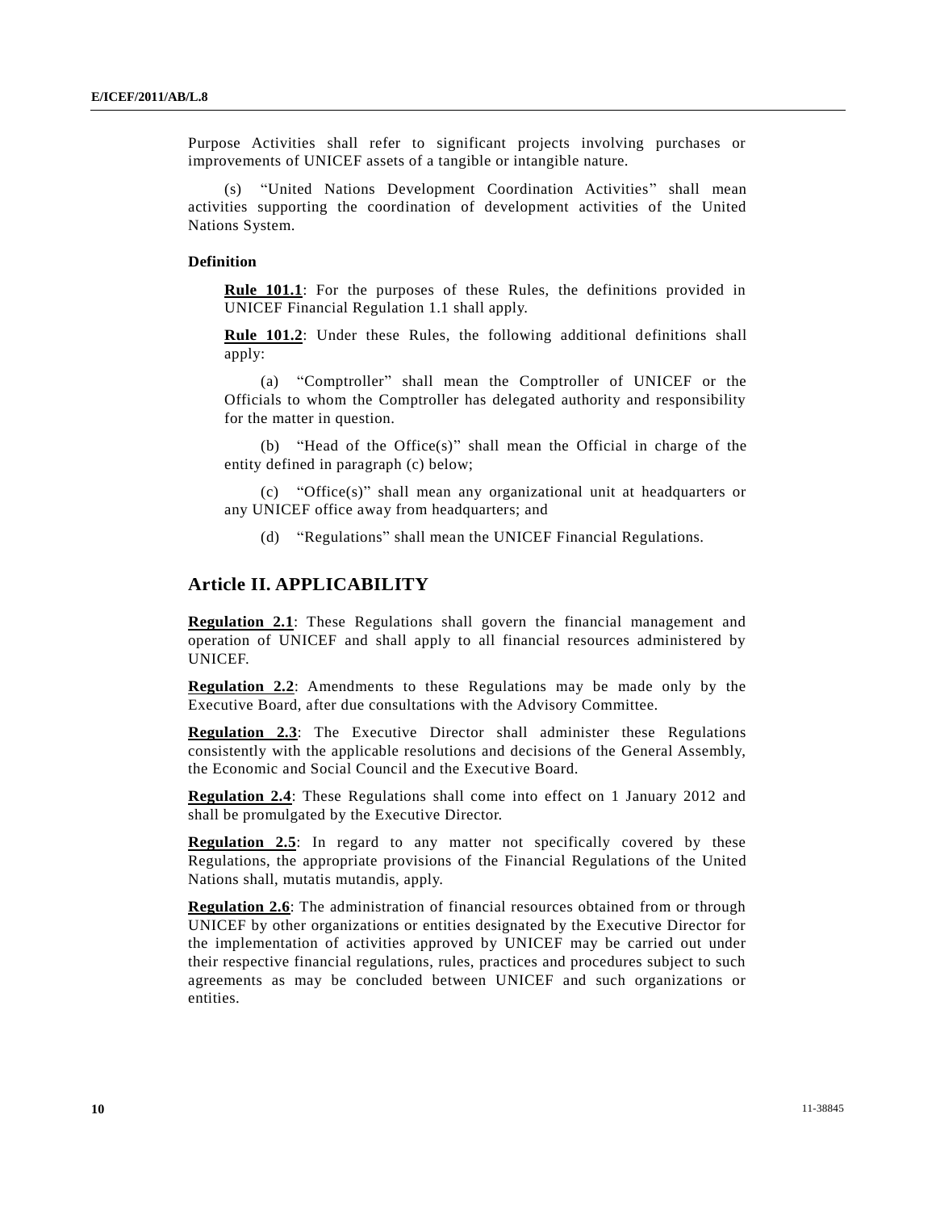Purpose Activities shall refer to significant projects involving purchases or improvements of UNICEF assets of a tangible or intangible nature.

(s) "United Nations Development Coordination Activities" shall mean activities supporting the coordination of development activities of the United Nations System.

**Definition**

**Rule 101.1**: For the purposes of these Rules, the definitions provided in UNICEF Financial Regulation 1.1 shall apply.

**Rule 101.2**: Under these Rules, the following additional definitions shall apply:

(a) "Comptroller" shall mean the Comptroller of UNICEF or the Officials to whom the Comptroller has delegated authority and responsibility for the matter in question.

(b) "Head of the Office(s)" shall mean the Official in charge of the entity defined in paragraph (c) below;

(c) "Office(s)" shall mean any organizational unit at headquarters or any UNICEF office away from headquarters; and

(d) "Regulations" shall mean the UNICEF Financial Regulations.

## Article II. APPLICABILITY

**Regulation 2.1**: These Regulations shall govern the financial management and operation of UNICEF and shall apply to all financial resources administered by UNICEF.

**Regulation 2.2**: Amendments to these Regulations may be made only by the Executive Board, after due consultations with the Advisory Committee.

**Regulation 2.3**: The Executive Director shall administer these Regulations consistently with the applicable resolutions and decisions of the General Assembly, the Economic and Social Council and the Executive Board.

**Regulation 2.4**: These Regulations shall come into effect on 1 January 2012 and shall be promulgated by the Executive Director.

**Regulation 2.5**: In regard to any matter not specifically covered by these Regulations, the appropriate provisions of the Financial Regulations of the United Nations shall, mutatis mutandis, apply.

**Regulation 2.6**: The administration of financial resources obtained from or through UNICEF by other organizations or entities designated by the Executive Director for the implementation of activities approved by UNICEF may be carried out under their respective financial regulations, rules, practices and procedures subject to such agreements as may be concluded between UNICEF and such organizations or entities.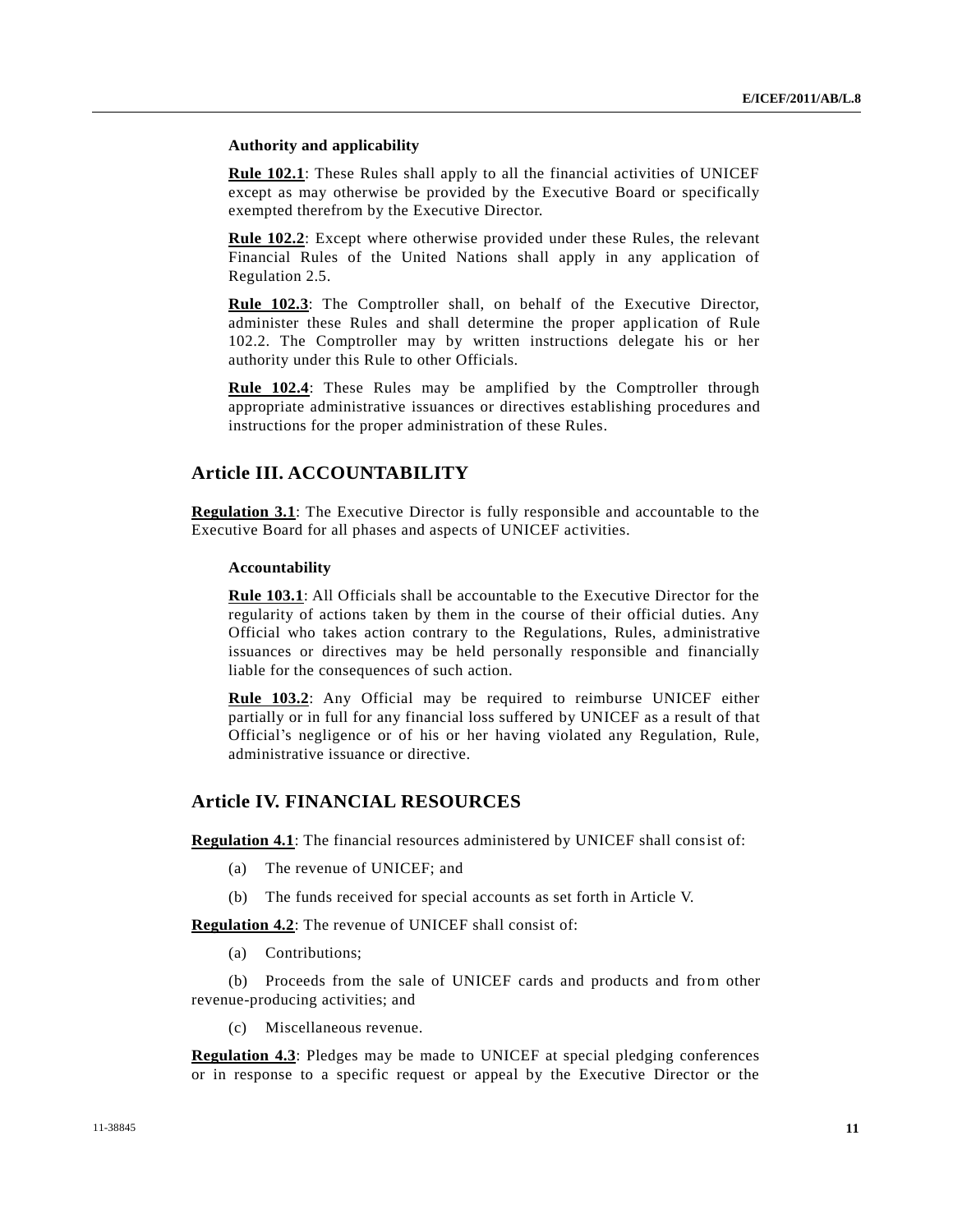### Authority and applicability

**Rule 102.1**: These Rules shall apply to all the financial activities of UNICEF except as may otherwise be provided by the Executive Board or specifically exempted therefrom by the Executive Director.

**Rule 102.2**: Except where otherwise provided under these Rules, the relevant Financial Rules of the United Nations shall apply in any application of Regulation 2.5.

**Rule 102.3**: The Comptroller shall, on behalf of the Executive Director, administer these Rules and shall determine the proper application of Rule 102.2. The Comptroller may by written instructions delegate his or her authority under this Rule to other Officials.

**Rule 102.4**: These Rules may be amplified by the Comptroller through appropriate administrative issuances or directives establishing procedures and instructions for the proper administration of these Rules.

## Article III. ACCOUNTABILITY

**Regulation 3.1**: The Executive Director is fully responsible and accountable to the Executive Board for all phases and aspects of UNICEF activities.

### Accountability

**Rule 103.1**: All Officials shall be accountable to the Executive Director for the regularity of actions taken by them in the course of their official duties. Any Official who takes action contrary to the Regulations, Rules, administrative issuances or directives may be held personally responsible and financially liable for the consequences of such action.

**Rule 103.2**: Any Official may be required to reimburse UNICEF either partially or in full for any financial loss suffered by UNICEF as a result of that Official's negligence or of his or her having violated any Regulation, Rule, administrative issuance or directive.

## Article IV. FINANCIAL RESOURCES

**Regulation 4.1**: The financial resources administered by UNICEF shall consist of:

(a) The revenue of UNICEF; and

(b) The funds received for special accounts as set forth in Article V.

**Regulation 4.2**: The revenue of UNICEF shall consist of:

(a) Contributions;

(b) Proceeds from the sale of UNICEF cards and products and from other revenue-producing activities; and

(c) Miscellaneous revenue.

**Regulation 4.3**: Pledges may be made to UNICEF at special pledging conferences or in response to a specific request or appeal by the Executive Director or the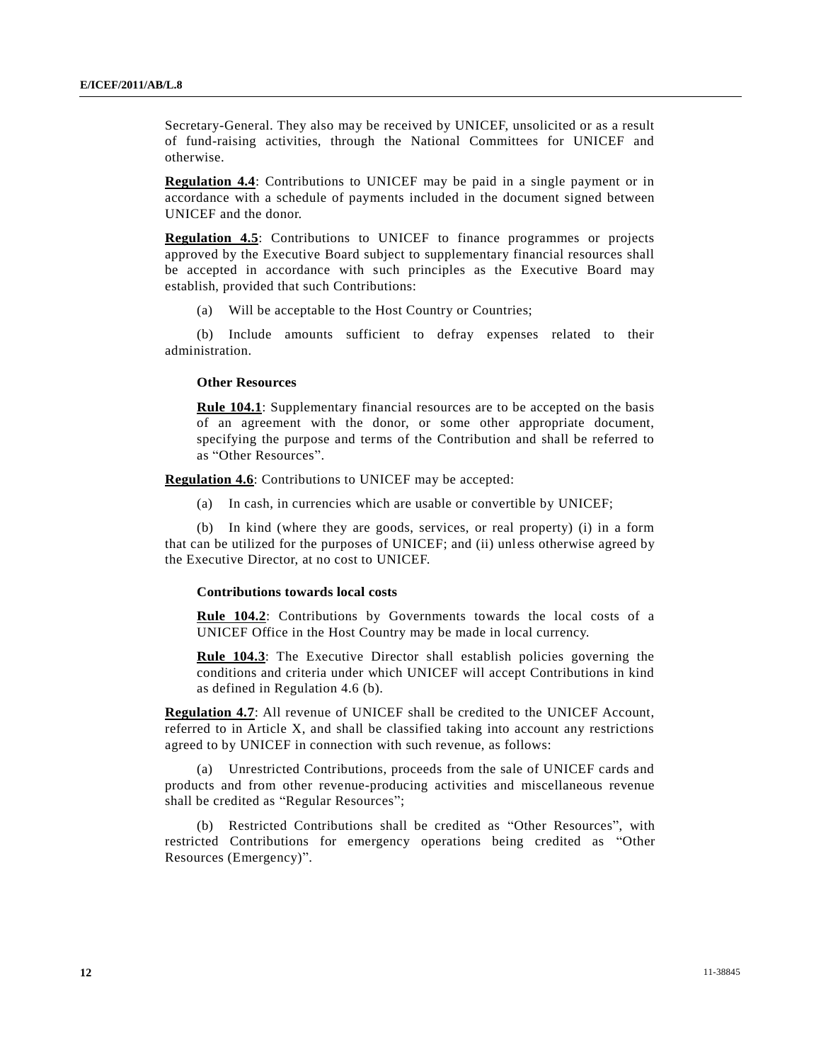Secretary-General. They also may be received by UNICEF, unsolicited or as a result of fund-raising activities, through the National Committees for UNICEF and otherwise.

**Regulation 4.4**: Contributions to UNICEF may be paid in a single payment or in accordance with a schedule of payments included in the document signed between UNICEF and the donor.

**Regulation 4.5**: Contributions to UNICEF to finance programmes or projects approved by the Executive Board subject to supplementary financial resources shall be accepted in accordance with such principles as the Executive Board may establish, provided that such Contributions:

(a) Will be acceptable to the Host Country or Countries;

(b) Include amounts sufficient to defray expenses related to their administration.

**Other Resources**

**Rule 104.1**: Supplementary financial resources are to be accepted on the basis of an agreement with the donor, or some other appropriate document, specifying the purpose and terms of the Contribution and shall be referred to as "Other Resources".

**Regulation 4.6**: Contributions to UNICEF may be accepted:

(a) In cash, in currencies which are usable or convertible by UNICEF;

(b) In kind (where they are goods, services, or real property) (i) in a form that can be utilized for the purposes of UNICEF; and (ii) unless otherwise agreed by the Executive Director, at no cost to UNICEF.

**Contributions towards local costs**

**Rule 104.2**: Contributions by Governments towards the local costs of a UNICEF Office in the Host Country may be made in local currency.

**Rule 104.3**: The Executive Director shall establish policies governing the conditions and criteria under which UNICEF will accept Contributions in kind as defined in Regulation 4.6 (b).

**Regulation 4.7**: All revenue of UNICEF shall be credited to the UNICEF Account, referred to in Article X, and shall be classified taking into account any restrictions agreed to by UNICEF in connection with such revenue, as follows:

(a) Unrestricted Contributions, proceeds from the sale of UNICEF cards and products and from other revenue-producing activities and miscellaneous revenue shall be credited as "Regular Resources";

(b) Restricted Contributions shall be credited as "Other Resources", with restricted Contributions for emergency operations being credited as "Other Resources (Emergency)".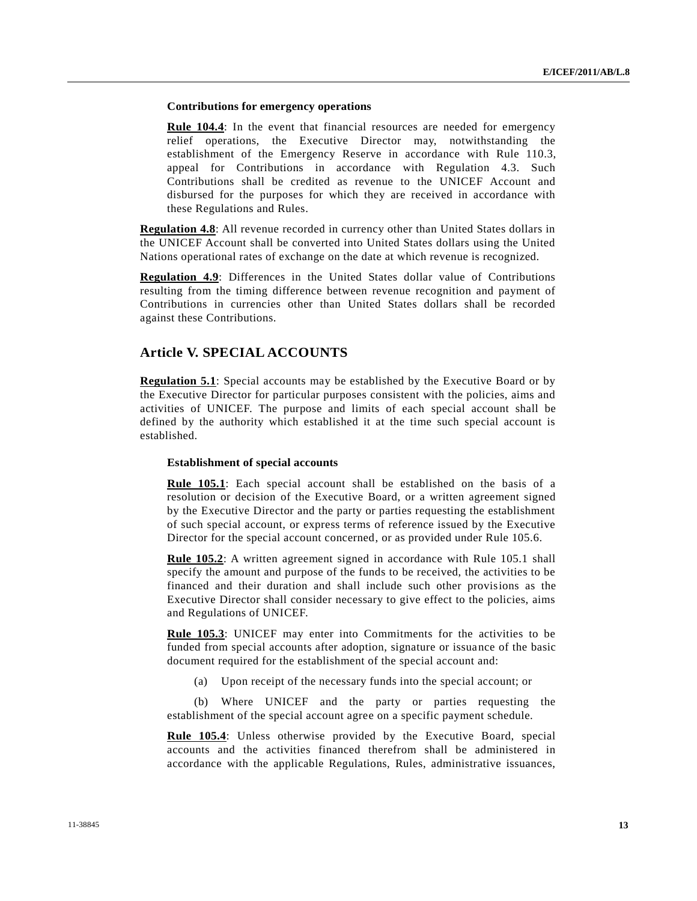**Contributions for emergency operations**

**Rule 104.4**: In the event that financial resources are needed for emergency relief operations, the Executive Director may, notwithstanding the establishment of the Emergency Reserve in accordance with Rule 110.3, appeal for Contributions in accordance with Regulation 4.3. Such Contributions shall be credited as revenue to the UNICEF Account and disbursed for the purposes for which they are received in accordance with these Regulations and Rules.

**Regulation 4.8**: All revenue recorded in currency other than United States dollars in the UNICEF Account shall be converted into United States dollars using the United Nations operational rates of exchange on the date at which revenue is recognized.

**Regulation 4.9**: Differences in the United States dollar value of Contributions resulting from the timing difference between revenue recognition and payment of Contributions in currencies other than United States dollars shall be recorded against these Contributions.

## Article V. SPECIAL ACCOUNTS

**Regulation 5.1**: Special accounts may be established by the Executive Board or by the Executive Director for particular purposes consistent with the policies, aims and activities of UNICEF. The purpose and limits of each special account shall be defined by the authority which established it at the time such special account is established.

**Establishment of special accounts**

**Rule 105.1**: Each special account shall be established on the basis of a resolution or decision of the Executive Board, or a written agreement signed by the Executive Director and the party or parties requesting the establishment of such special account, or express terms of reference issued by the Executive Director for the special account concerned, or as provided under Rule 105.6.

**Rule 105.2**: A written agreement signed in accordance with Rule 105.1 shall specify the amount and purpose of the funds to be received, the activities to be financed and their duration and shall include such other provisions as the Executive Director shall consider necessary to give effect to the policies, aims and Regulations of UNICEF.

**Rule 105.3**: UNICEF may enter into Commitments for the activities to be funded from special accounts after adoption, signature or issuance of the basic document required for the establishment of the special account and:

(a) Upon receipt of the necessary funds into the special account; or

(b) Where UNICEF and the party or parties requesting the establishment of the special account agree on a specific payment schedule.

**Rule 105.4**: Unless otherwise provided by the Executive Board, special accounts and the activities financed therefrom shall be administered in accordance with the applicable Regulations, Rules, administrative issuances,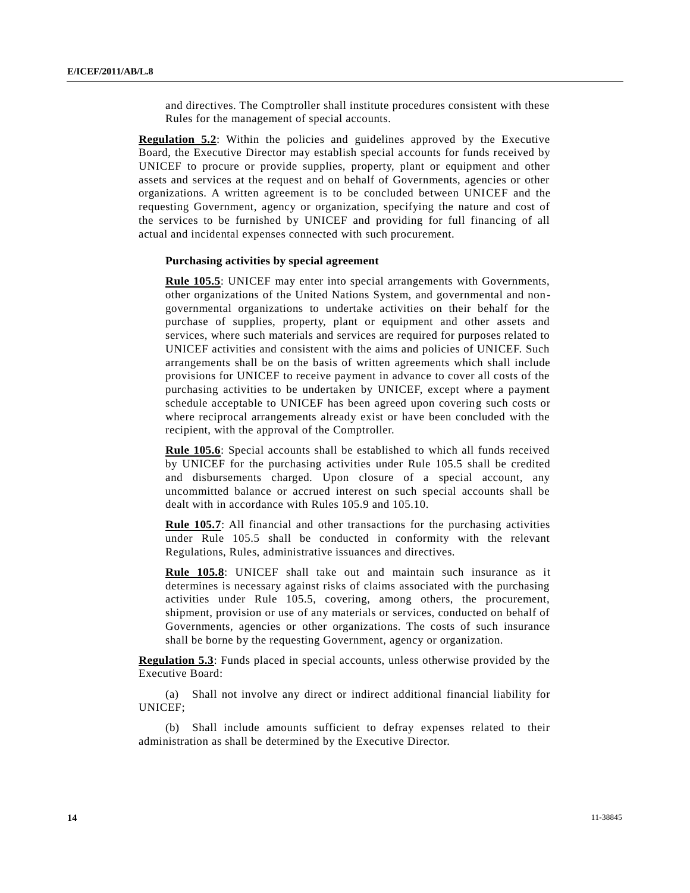and directives. The Comptroller shall institute procedures consistent with these Rules for the management of special accounts.

**Regulation 5.2**: Within the policies and guidelines approved by the Executive Board, the Executive Director may establish special accounts for funds received by UNICEF to procure or provide supplies, property, plant or equipment and other assets and services at the request and on behalf of Governments, agencies or other organizations. A written agreement is to be concluded between UNICEF and the requesting Government, agency or organization, specifying the nature and cost of the services to be furnished by UNICEF and providing for full financing of all actual and incidental expenses connected with such procurement.

**Purchasing activities by special agreement**

**Rule 105.5**: UNICEF may enter into special arrangements with Governments, other organizations of the United Nations System, and governmental and non-governmental organizations to undertake activities on their behalf for the purchase of supplies, property, plant or equipment and other assets and services, where such materials and services are required for purposes related to UNICEF activities and consistent with the aims and policies of UNICEF. Such arrangements shall be on the basis of written agreements which shall include provisions for UNICEF to receive payment in advance to cover all costs of the purchasing activities to be undertaken by UNICEF, except where a payment schedule acceptable to UNICEF has been agreed upon covering such costs or where reciprocal arrangements already exist or have been concluded with the recipient, with the approval of the Comptroller.

**Rule 105.6**: Special accounts shall be established to which all funds received by UNICEF for the purchasing activities under Rule 105.5 shall be credited and disbursements charged. Upon closure of a special account, any uncommitted balance or accrued interest on such special accounts shall be dealt with in accordance with Rules 105.9 and 105.10.

**Rule 105.7**: All financial and other transactions for the purchasing activities under Rule 105.5 shall be conducted in conformity with the relevant Regulations, Rules, administrative issuances and directives.

**Rule 105.8**: UNICEF shall take out and maintain such insurance as it determines is necessary against risks of claims associated with the purchasing activities under Rule 105.5, covering, among others, the procurement, shipment, provision or use of any materials or services, conducted on behalf of Governments, agencies or other organizations. The costs of such insurance shall be borne by the requesting Government, agency or organization.

**Regulation 5.3**: Funds placed in special accounts, unless otherwise provided by the Executive Board:

(a) Shall not involve any direct or indirect additional financial liability for UNICEF;

(b) Shall include amounts sufficient to defray expenses related to their administration as shall be determined by the Executive Director.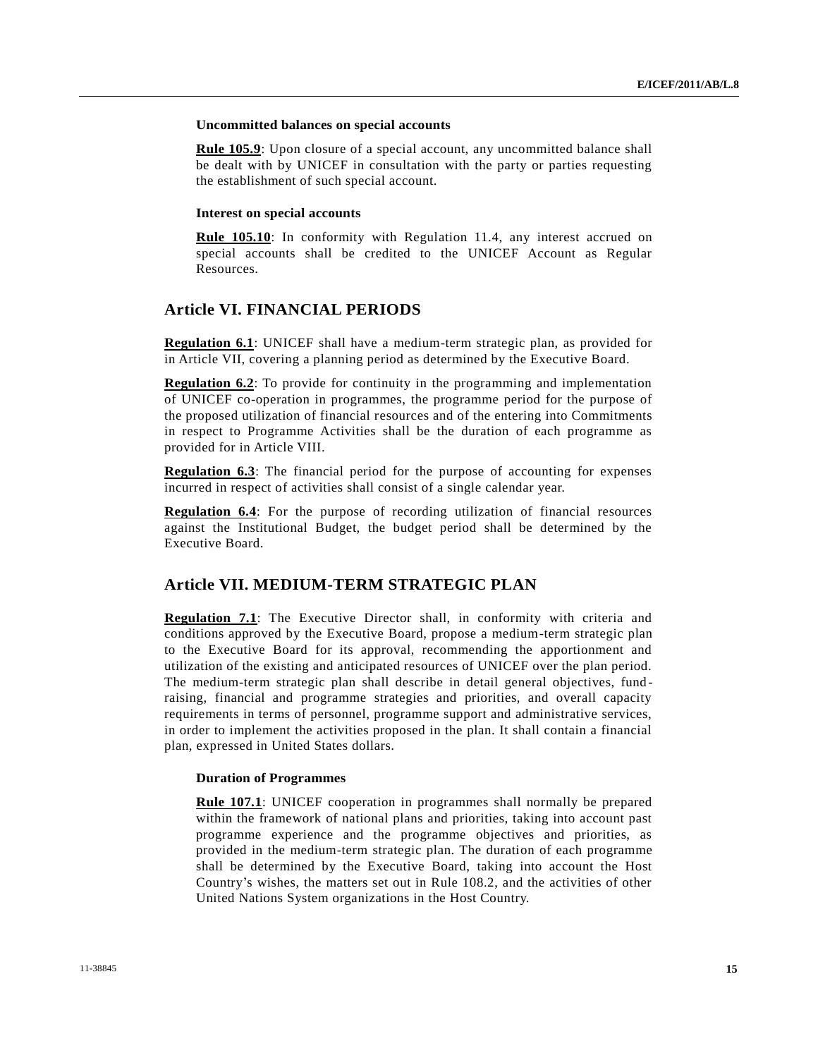#### Uncommitted balances on special accounts

**Rule 105.9**: Upon closure of a special account, any uncommitted balance shall be dealt with by UNICEF in consultation with the party or parties requesting the establishment of such special account.

#### Interest on special accounts

**Rule 105.10**: In conformity with Regulation 11.4, any interest accrued on special accounts shall be credited to the UNICEF Account as Regular Resources.

## Article VI. FINANCIAL PERIODS

**Regulation 6.1**: UNICEF shall have a medium-term strategic plan, as provided for in Article VII, covering a planning period as determined by the Executive Board.

**Regulation 6.2**: To provide for continuity in the programming and implementation of UNICEF co-operation in programmes, the programme period for the purpose of the proposed utilization of financial resources and of the entering into Commitments in respect to Programme Activities shall be the duration of each programme as provided for in Article VIII.

**Regulation 6.3**: The financial period for the purpose of accounting for expenses incurred in respect of activities shall consist of a single calendar year.

**Regulation 6.4**: For the purpose of recording utilization of financial resources against the Institutional Budget, the budget period shall be determined by the Executive Board.

## Article VII. MEDIUM-TERM STRATEGIC PLAN

**Regulation 7.1**: The Executive Director shall, in conformity with criteria and conditions approved by the Executive Board, propose a medium-term strategic plan to the Executive Board for its approval, recommending the apportionment and utilization of the existing and anticipated resources of UNICEF over the plan period. The medium-term strategic plan shall describe in detail general objectives, fund-raising, financial and programme strategies and priorities, and overall capacity requirements in terms of personnel, programme support and administrative services, in order to implement the activities proposed in the plan. It shall contain a financial plan, expressed in United States dollars.

#### Duration of Programmes

**Rule 107.1**: UNICEF cooperation in programmes shall normally be prepared within the framework of national plans and priorities, taking into account past programme experience and the programme objectives and priorities, as provided in the medium-term strategic plan. The duration of each programme shall be determined by the Executive Board, taking into account the Host Country's wishes, the matters set out in Rule 108.2, and the activities of other United Nations System organizations in the Host Country.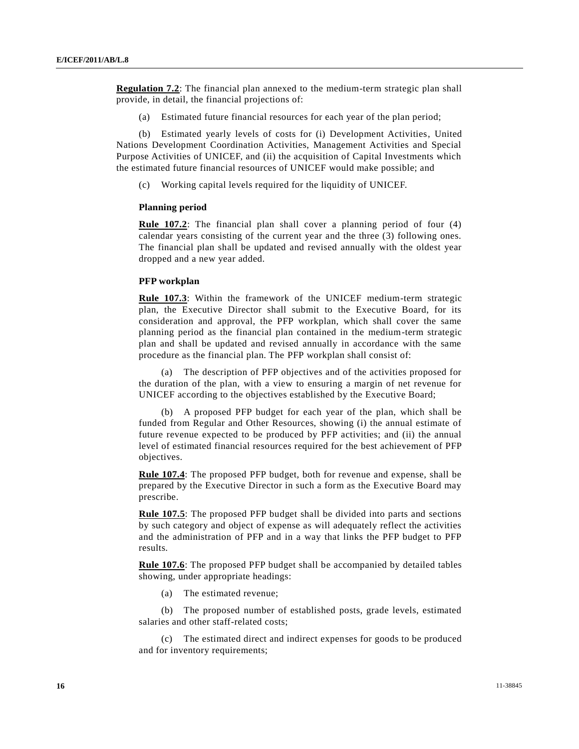**Regulation 7.2**: The financial plan annexed to the medium-term strategic plan shall provide, in detail, the financial projections of:

(a) Estimated future financial resources for each year of the plan period;

(b) Estimated yearly levels of costs for (i) Development Activities, United Nations Development Coordination Activities, Management Activities and Special Purpose Activities of UNICEF, and (ii) the acquisition of Capital Investments which the estimated future financial resources of UNICEF would make possible; and

(c) Working capital levels required for the liquidity of UNICEF.

**Planning period**

**Rule 107.2**: The financial plan shall cover a planning period of four (4) calendar years consisting of the current year and the three (3) following ones. The financial plan shall be updated and revised annually with the oldest year dropped and a new year added.

**PFP workplan**

**Rule 107.3**: Within the framework of the UNICEF medium-term strategic plan, the Executive Director shall submit to the Executive Board, for its consideration and approval, the PFP workplan, which shall cover the same planning period as the financial plan contained in the medium-term strategic plan and shall be updated and revised annually in accordance with the same procedure as the financial plan. The PFP workplan shall consist of:

(a) The description of PFP objectives and of the activities proposed for the duration of the plan, with a view to ensuring a margin of net revenue for UNICEF according to the objectives established by the Executive Board;

(b) A proposed PFP budget for each year of the plan, which shall be funded from Regular and Other Resources, showing (i) the annual estimate of future revenue expected to be produced by PFP activities; and (ii) the annual level of estimated financial resources required for the best achievement of PFP objectives.

**Rule 107.4**: The proposed PFP budget, both for revenue and expense, shall be prepared by the Executive Director in such a form as the Executive Board may prescribe.

**Rule 107.5**: The proposed PFP budget shall be divided into parts and sections by such category and object of expense as will adequately reflect the activities and the administration of PFP and in a way that links the PFP budget to PFP results.

**Rule 107.6**: The proposed PFP budget shall be accompanied by detailed tables showing, under appropriate headings:

(a) The estimated revenue;

(b) The proposed number of established posts, grade levels, estimated salaries and other staff-related costs;

(c) The estimated direct and indirect expenses for goods to be produced and for inventory requirements;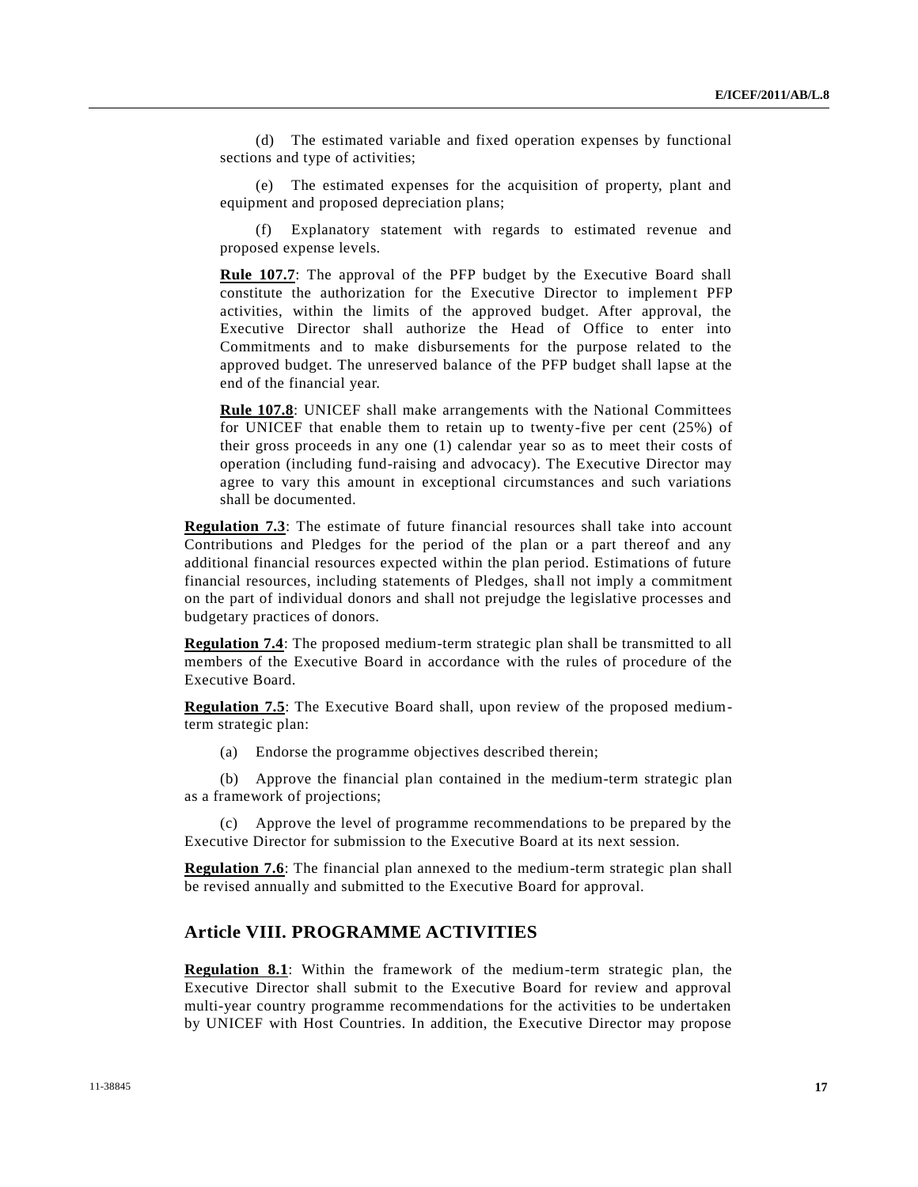(d) The estimated variable and fixed operation expenses by functional sections and type of activities;

(e) The estimated expenses for the acquisition of property, plant and equipment and proposed depreciation plans;

(f) Explanatory statement with regards to estimated revenue and proposed expense levels.

**Rule 107.7**: The approval of the PFP budget by the Executive Board shall constitute the authorization for the Executive Director to implement PFP activities, within the limits of the approved budget. After approval, the Executive Director shall authorize the Head of Office to enter into Commitments and to make disbursements for the purpose related to the approved budget. The unreserved balance of the PFP budget shall lapse at the end of the financial year.

**Rule 107.8**: UNICEF shall make arrangements with the National Committees for UNICEF that enable them to retain up to twenty-five per cent (25%) of their gross proceeds in any one (1) calendar year so as to meet their costs of operation (including fund-raising and advocacy). The Executive Director may agree to vary this amount in exceptional circumstances and such variations shall be documented.

**Regulation 7.3**: The estimate of future financial resources shall take into account Contributions and Pledges for the period of the plan or a part thereof and any additional financial resources expected within the plan period. Estimations of future financial resources, including statements of Pledges, shall not imply a commitment on the part of individual donors and shall not prejudge the legislative processes and budgetary practices of donors.

**Regulation 7.4**: The proposed medium-term strategic plan shall be transmitted to all members of the Executive Board in accordance with the rules of procedure of the Executive Board.

**Regulation 7.5**: The Executive Board shall, upon review of the proposed medium-term strategic plan:

(a) Endorse the programme objectives described therein;

(b) Approve the financial plan contained in the medium-term strategic plan as a framework of projections;

(c) Approve the level of programme recommendations to be prepared by the Executive Director for submission to the Executive Board at its next session.

**Regulation 7.6**: The financial plan annexed to the medium-term strategic plan shall be revised annually and submitted to the Executive Board for approval.

## Article VIII. PROGRAMME ACTIVITIES

**Regulation 8.1**: Within the framework of the medium-term strategic plan, the Executive Director shall submit to the Executive Board for review and approval multi-year country programme recommendations for the activities to be undertaken by UNICEF with Host Countries. In addition, the Executive Director may propose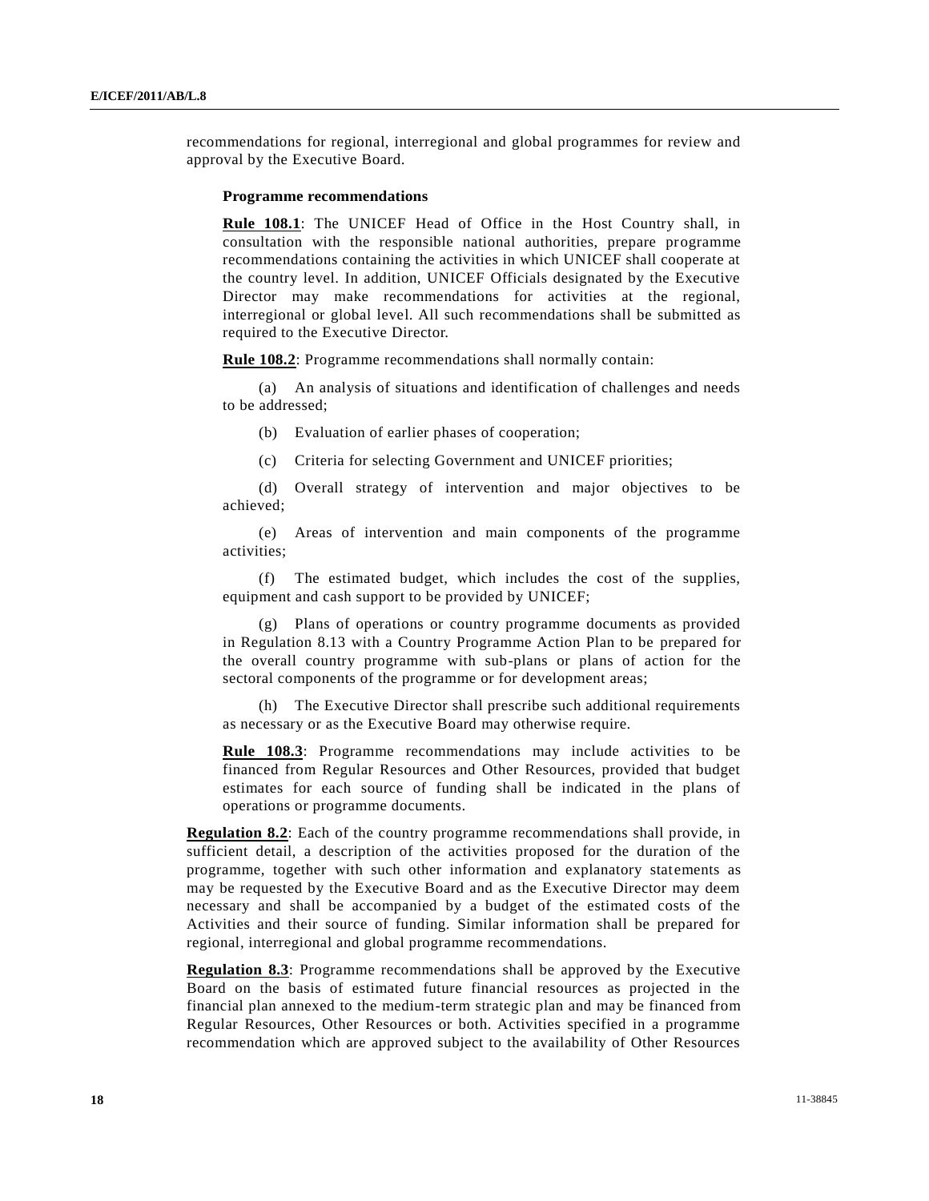recommendations for regional, interregional and global programmes for review and approval by the Executive Board.

**Programme recommendations**

**Rule 108.1**: The UNICEF Head of Office in the Host Country shall, in consultation with the responsible national authorities, prepare programme recommendations containing the activities in which UNICEF shall cooperate at the country level. In addition, UNICEF Officials designated by the Executive Director may make recommendations for activities at the regional, interregional or global level. All such recommendations shall be submitted as required to the Executive Director.

**Rule 108.2**: Programme recommendations shall normally contain:

(a) An analysis of situations and identification of challenges and needs to be addressed;

(b) Evaluation of earlier phases of cooperation;

(c) Criteria for selecting Government and UNICEF priorities;

(d) Overall strategy of intervention and major objectives to be achieved;

(e) Areas of intervention and main components of the programme activities;

(f) The estimated budget, which includes the cost of the supplies, equipment and cash support to be provided by UNICEF;

(g) Plans of operations or country programme documents as provided in Regulation 8.13 with a Country Programme Action Plan to be prepared for the overall country programme with sub-plans or plans of action for the sectoral components of the programme or for development areas;

(h) The Executive Director shall prescribe such additional requirements as necessary or as the Executive Board may otherwise require.

**Rule 108.3**: Programme recommendations may include activities to be financed from Regular Resources and Other Resources, provided that budget estimates for each source of funding shall be indicated in the plans of operations or programme documents.

**Regulation 8.2**: Each of the country programme recommendations shall provide, in sufficient detail, a description of the activities proposed for the duration of the programme, together with such other information and explanatory statements as may be requested by the Executive Board and as the Executive Director may deem necessary and shall be accompanied by a budget of the estimated costs of the Activities and their source of funding. Similar information shall be prepared for regional, interregional and global programme recommendations.

**Regulation 8.3**: Programme recommendations shall be approved by the Executive Board on the basis of estimated future financial resources as projected in the financial plan annexed to the medium-term strategic plan and may be financed from Regular Resources, Other Resources or both. Activities specified in a programme recommendation which are approved subject to the availability of Other Resources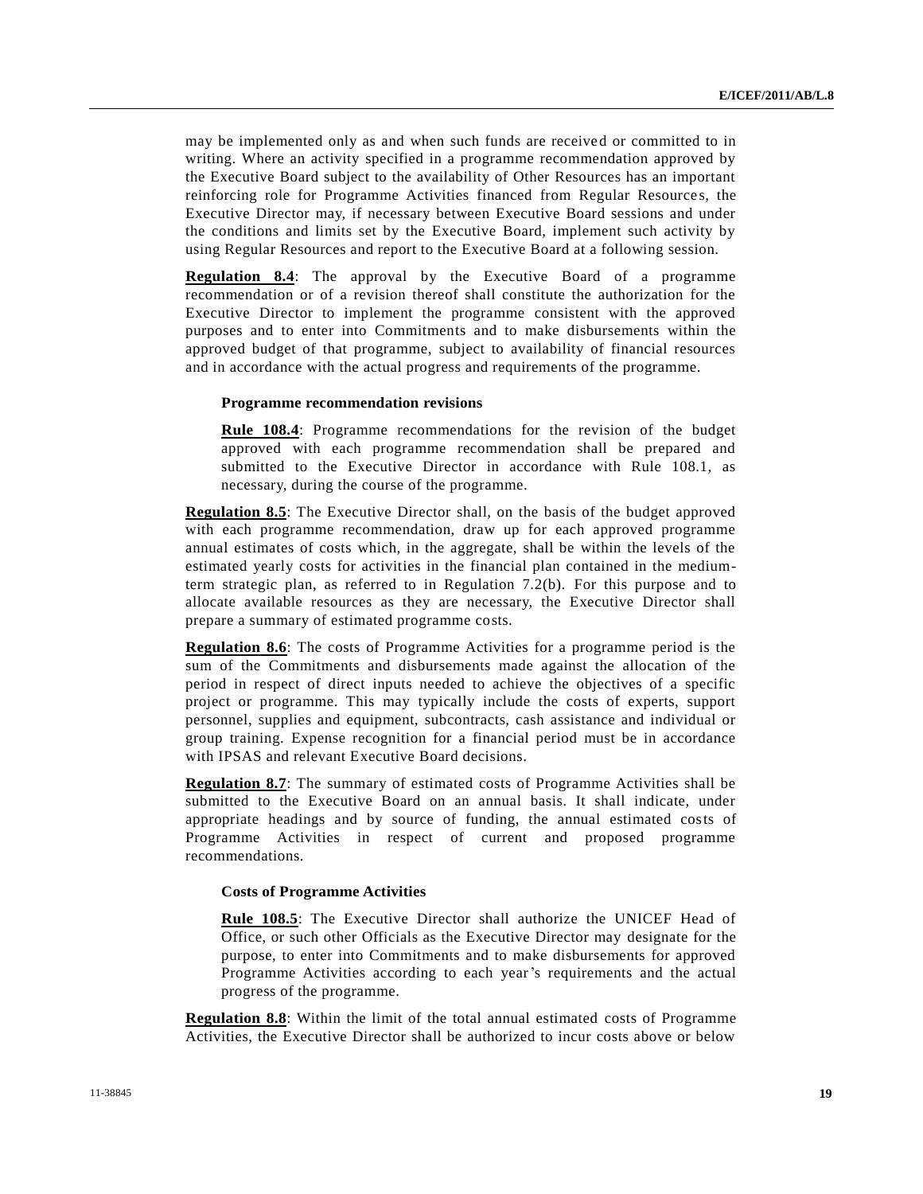may be implemented only as and when such funds are received or committed to in writing. Where an activity specified in a programme recommendation approved by the Executive Board subject to the availability of Other Resources has an important reinforcing role for Programme Activities financed from Regular Resources, the Executive Director may, if necessary between Executive Board sessions and under the conditions and limits set by the Executive Board, implement such activity by using Regular Resources and report to the Executive Board at a following session.

**Regulation 8.4**: The approval by the Executive Board of a programme recommendation or of a revision thereof shall constitute the authorization for the Executive Director to implement the programme consistent with the approved purposes and to enter into Commitments and to make disbursements within the approved budget of that programme, subject to availability of financial resources and in accordance with the actual progress and requirements of the programme.

#### Programme recommendation revisions

**Rule 108.4**: Programme recommendations for the revision of the budget approved with each programme recommendation shall be prepared and submitted to the Executive Director in accordance with Rule 108.1, as necessary, during the course of the programme.

**Regulation 8.5**: The Executive Director shall, on the basis of the budget approved with each programme recommendation, draw up for each approved programme annual estimates of costs which, in the aggregate, shall be within the levels of the estimated yearly costs for activities in the financial plan contained in the medium-term strategic plan, as referred to in Regulation 7.2(b). For this purpose and to allocate available resources as they are necessary, the Executive Director shall prepare a summary of estimated programme costs.

**Regulation 8.6**: The costs of Programme Activities for a programme period is the sum of the Commitments and disbursements made against the allocation of the period in respect of direct inputs needed to achieve the objectives of a specific project or programme. This may typically include the costs of experts, support personnel, supplies and equipment, subcontracts, cash assistance and individual or group training. Expense recognition for a financial period must be in accordance with IPSAS and relevant Executive Board decisions.

**Regulation 8.7**: The summary of estimated costs of Programme Activities shall be submitted to the Executive Board on an annual basis. It shall indicate, under appropriate headings and by source of funding, the annual estimated costs of Programme Activities in respect of current and proposed programme recommendations.

#### Costs of Programme Activities

**Rule 108.5**: The Executive Director shall authorize the UNICEF Head of Office, or such other Officials as the Executive Director may designate for the purpose, to enter into Commitments and to make disbursements for approved Programme Activities according to each year's requirements and the actual progress of the programme.

**Regulation 8.8**: Within the limit of the total annual estimated costs of Programme Activities, the Executive Director shall be authorized to incur costs above or below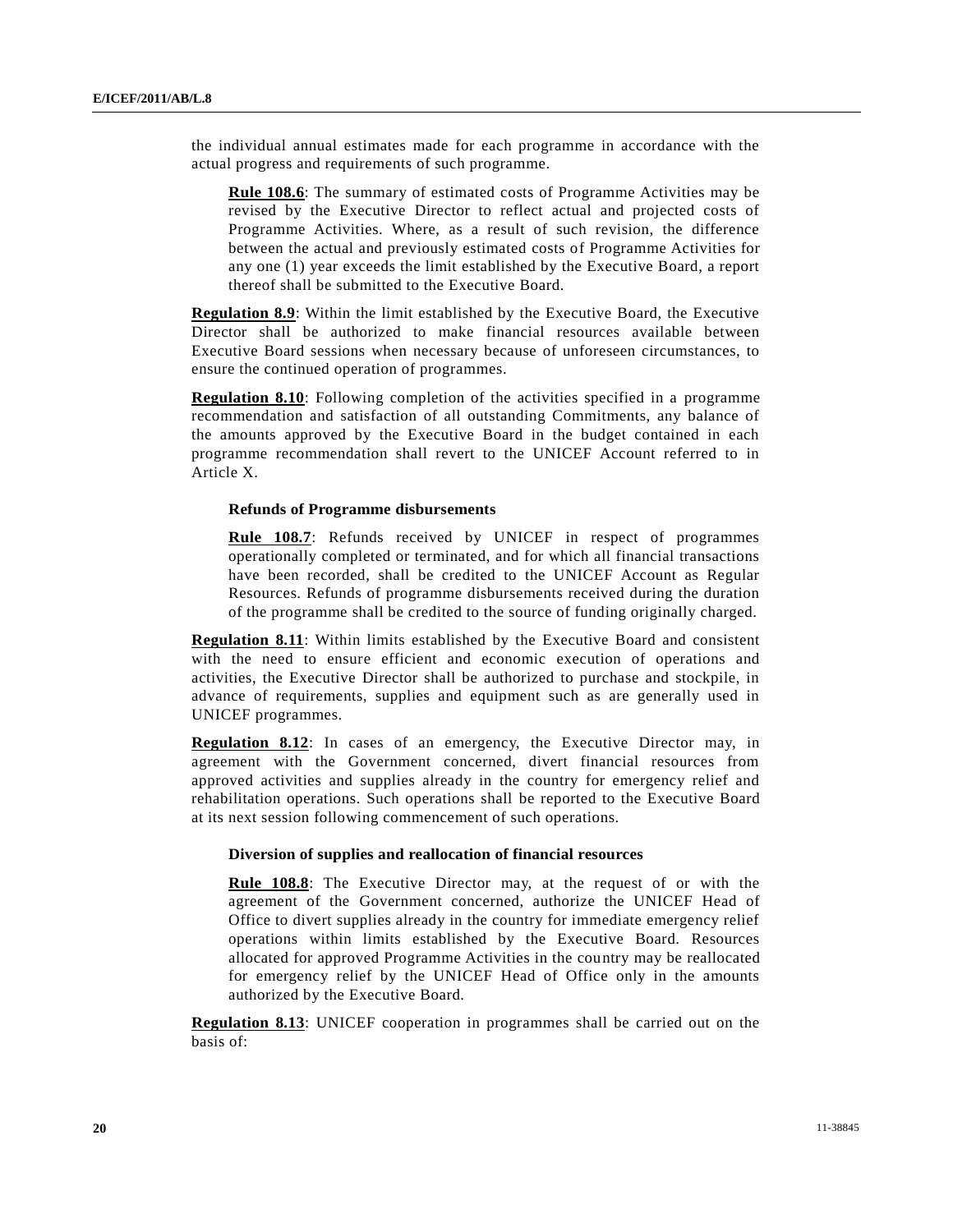the individual annual estimates made for each programme in accordance with the actual progress and requirements of such programme.

> **Rule 108.6**: The summary of estimated costs of Programme Activities may be revised by the Executive Director to reflect actual and projected costs of Programme Activities. Where, as a result of such revision, the difference between the actual and previously estimated costs of Programme Activities for any one (1) year exceeds the limit established by the Executive Board, a report thereof shall be submitted to the Executive Board.

**Regulation 8.9**: Within the limit established by the Executive Board, the Executive Director shall be authorized to make financial resources available between Executive Board sessions when necessary because of unforeseen circumstances, to ensure the continued operation of programmes.

**Regulation 8.10**: Following completion of the activities specified in a programme recommendation and satisfaction of all outstanding Commitments, any balance of the amounts approved by the Executive Board in the budget contained in each programme recommendation shall revert to the UNICEF Account referred to in Article X.

**Refunds of Programme disbursements**

> **Rule 108.7**: Refunds received by UNICEF in respect of programmes operationally completed or terminated, and for which all financial transactions have been recorded, shall be credited to the UNICEF Account as Regular Resources. Refunds of programme disbursements received during the duration of the programme shall be credited to the source of funding originally charged.

**Regulation 8.11**: Within limits established by the Executive Board and consistent with the need to ensure efficient and economic execution of operations and activities, the Executive Director shall be authorized to purchase and stockpile, in advance of requirements, supplies and equipment such as are generally used in UNICEF programmes.

**Regulation 8.12**: In cases of an emergency, the Executive Director may, in agreement with the Government concerned, divert financial resources from approved activities and supplies already in the country for emergency relief and rehabilitation operations. Such operations shall be reported to the Executive Board at its next session following commencement of such operations.

**Diversion of supplies and reallocation of financial resources**

> **Rule 108.8**: The Executive Director may, at the request of or with the agreement of the Government concerned, authorize the UNICEF Head of Office to divert supplies already in the country for immediate emergency relief operations within limits established by the Executive Board. Resources allocated for approved Programme Activities in the country may be reallocated for emergency relief by the UNICEF Head of Office only in the amounts authorized by the Executive Board.

**Regulation 8.13**: UNICEF cooperation in programmes shall be carried out on the basis of: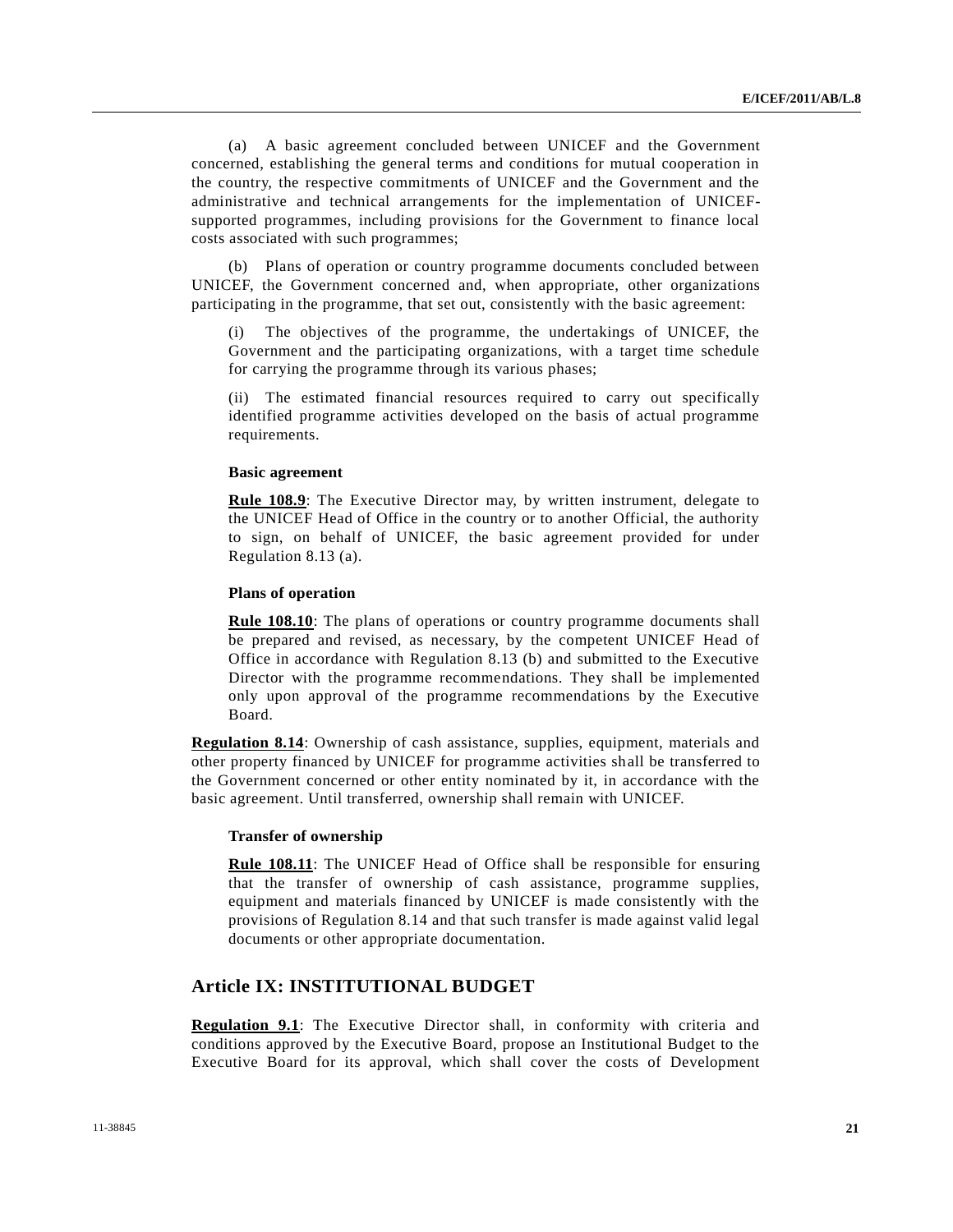(a) A basic agreement concluded between UNICEF and the Government concerned, establishing the general terms and conditions for mutual cooperation in the country, the respective commitments of UNICEF and the Government and the administrative and technical arrangements for the implementation of UNICEF-supported programmes, including provisions for the Government to finance local costs associated with such programmes;

(b) Plans of operation or country programme documents concluded between UNICEF, the Government concerned and, when appropriate, other organizations participating in the programme, that set out, consistently with the basic agreement:

(i) The objectives of the programme, the undertakings of UNICEF, the Government and the participating organizations, with a target time schedule for carrying the programme through its various phases;

(ii) The estimated financial resources required to carry out specifically identified programme activities developed on the basis of actual programme requirements.

**Basic agreement**

**Rule 108.9**: The Executive Director may, by written instrument, delegate to the UNICEF Head of Office in the country or to another Official, the authority to sign, on behalf of UNICEF, the basic agreement provided for under Regulation 8.13 (a).

**Plans of operation**

**Rule 108.10**: The plans of operations or country programme documents shall be prepared and revised, as necessary, by the competent UNICEF Head of Office in accordance with Regulation 8.13 (b) and submitted to the Executive Director with the programme recommendations. They shall be implemented only upon approval of the programme recommendations by the Executive Board.

**Regulation 8.14**: Ownership of cash assistance, supplies, equipment, materials and other property financed by UNICEF for programme activities shall be transferred to the Government concerned or other entity nominated by it, in accordance with the basic agreement. Until transferred, ownership shall remain with UNICEF.

**Transfer of ownership**

**Rule 108.11**: The UNICEF Head of Office shall be responsible for ensuring that the transfer of ownership of cash assistance, programme supplies, equipment and materials financed by UNICEF is made consistently with the provisions of Regulation 8.14 and that such transfer is made against valid legal documents or other appropriate documentation.

## Article IX: INSTITUTIONAL BUDGET

**Regulation 9.1**: The Executive Director shall, in conformity with criteria and conditions approved by the Executive Board, propose an Institutional Budget to the Executive Board for its approval, which shall cover the costs of Development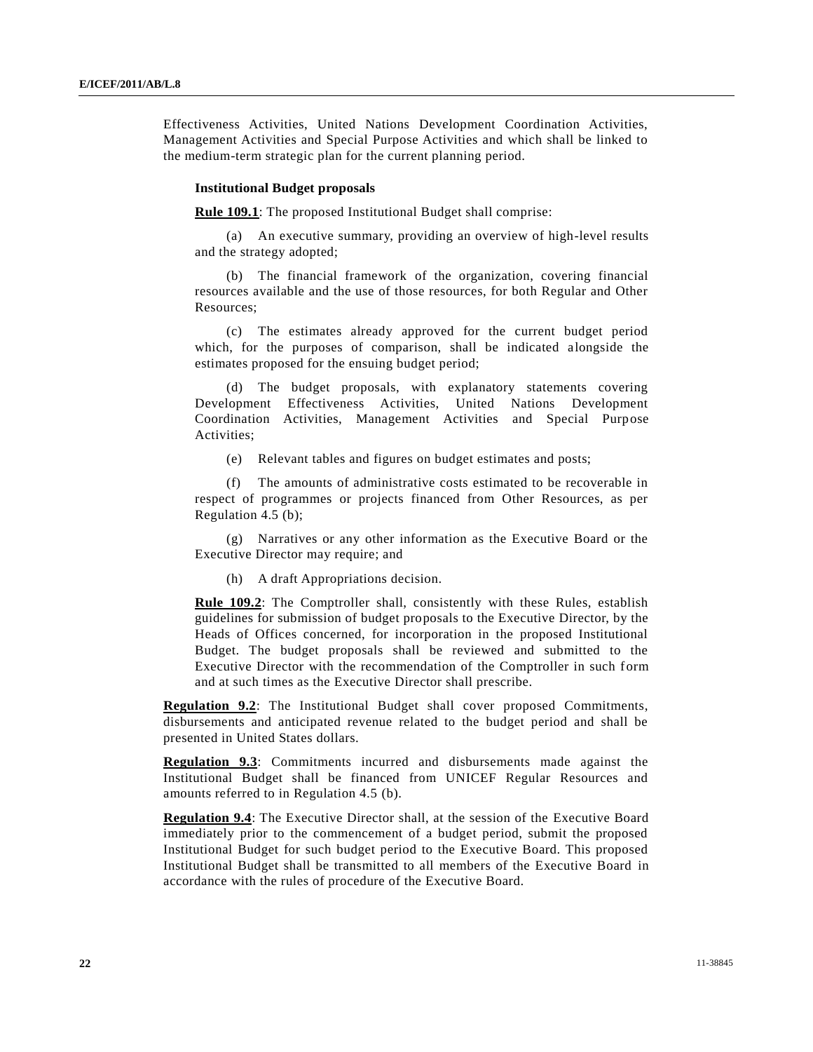Effectiveness Activities, United Nations Development Coordination Activities, Management Activities and Special Purpose Activities and which shall be linked to the medium-term strategic plan for the current planning period.

**Institutional Budget proposals**

**Rule 109.1**: The proposed Institutional Budget shall comprise:

(a) An executive summary, providing an overview of high-level results and the strategy adopted;

(b) The financial framework of the organization, covering financial resources available and the use of those resources, for both Regular and Other Resources;

(c) The estimates already approved for the current budget period which, for the purposes of comparison, shall be indicated alongside the estimates proposed for the ensuing budget period;

(d) The budget proposals, with explanatory statements covering Development Effectiveness Activities, United Nations Development Coordination Activities, Management Activities and Special Purpose Activities;

(e) Relevant tables and figures on budget estimates and posts;

(f) The amounts of administrative costs estimated to be recoverable in respect of programmes or projects financed from Other Resources, as per Regulation 4.5 (b);

(g) Narratives or any other information as the Executive Board or the Executive Director may require; and

(h) A draft Appropriations decision.

**Rule 109.2**: The Comptroller shall, consistently with these Rules, establish guidelines for submission of budget proposals to the Executive Director, by the Heads of Offices concerned, for incorporation in the proposed Institutional Budget. The budget proposals shall be reviewed and submitted to the Executive Director with the recommendation of the Comptroller in such form and at such times as the Executive Director shall prescribe.

**Regulation 9.2**: The Institutional Budget shall cover proposed Commitments, disbursements and anticipated revenue related to the budget period and shall be presented in United States dollars.

**Regulation 9.3**: Commitments incurred and disbursements made against the Institutional Budget shall be financed from UNICEF Regular Resources and amounts referred to in Regulation 4.5 (b).

**Regulation 9.4**: The Executive Director shall, at the session of the Executive Board immediately prior to the commencement of a budget period, submit the proposed Institutional Budget for such budget period to the Executive Board. This proposed Institutional Budget shall be transmitted to all members of the Executive Board in accordance with the rules of procedure of the Executive Board.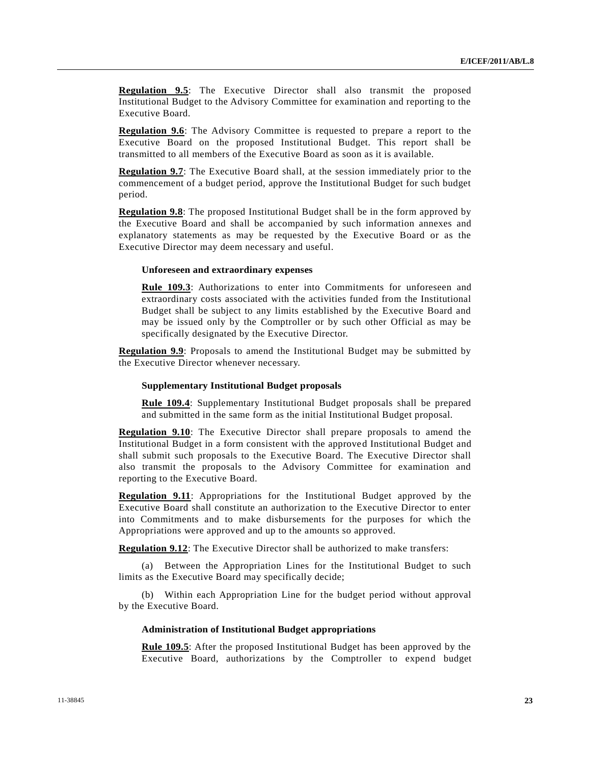**Regulation 9.5**: The Executive Director shall also transmit the proposed Institutional Budget to the Advisory Committee for examination and reporting to the Executive Board.

**Regulation 9.6**: The Advisory Committee is requested to prepare a report to the Executive Board on the proposed Institutional Budget. This report shall be transmitted to all members of the Executive Board as soon as it is available.

**Regulation 9.7**: The Executive Board shall, at the session immediately prior to the commencement of a budget period, approve the Institutional Budget for such budget period.

**Regulation 9.8**: The proposed Institutional Budget shall be in the form approved by the Executive Board and shall be accompanied by such information annexes and explanatory statements as may be requested by the Executive Board or as the Executive Director may deem necessary and useful.

**Unforeseen and extraordinary expenses**

**Rule 109.3**: Authorizations to enter into Commitments for unforeseen and extraordinary costs associated with the activities funded from the Institutional Budget shall be subject to any limits established by the Executive Board and may be issued only by the Comptroller or by such other Official as may be specifically designated by the Executive Director.

**Regulation 9.9**: Proposals to amend the Institutional Budget may be submitted by the Executive Director whenever necessary.

**Supplementary Institutional Budget proposals**

**Rule 109.4**: Supplementary Institutional Budget proposals shall be prepared and submitted in the same form as the initial Institutional Budget proposal.

**Regulation 9.10**: The Executive Director shall prepare proposals to amend the Institutional Budget in a form consistent with the approved Institutional Budget and shall submit such proposals to the Executive Board. The Executive Director shall also transmit the proposals to the Advisory Committee for examination and reporting to the Executive Board.

**Regulation 9.11**: Appropriations for the Institutional Budget approved by the Executive Board shall constitute an authorization to the Executive Director to enter into Commitments and to make disbursements for the purposes for which the Appropriations were approved and up to the amounts so approved.

**Regulation 9.12**: The Executive Director shall be authorized to make transfers:

(a) Between the Appropriation Lines for the Institutional Budget to such limits as the Executive Board may specifically decide;

(b) Within each Appropriation Line for the budget period without approval by the Executive Board.

**Administration of Institutional Budget appropriations**

**Rule 109.5**: After the proposed Institutional Budget has been approved by the Executive Board, authorizations by the Comptroller to expend budget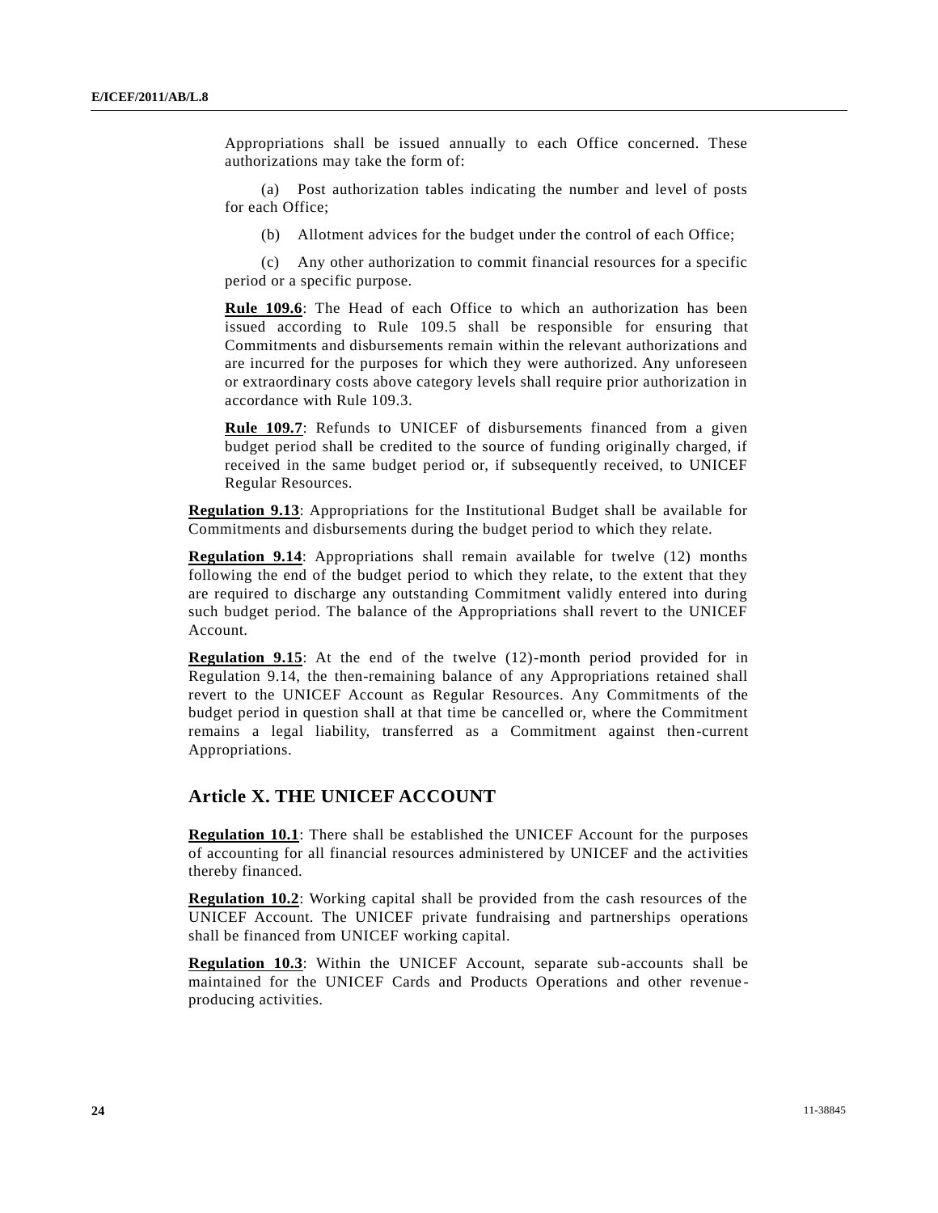Appropriations shall be issued annually to each Office concerned. These authorizations may take the form of:

(a) Post authorization tables indicating the number and level of posts for each Office;

(b) Allotment advices for the budget under the control of each Office;

(c) Any other authorization to commit financial resources for a specific period or a specific purpose.

**Rule 109.6**: The Head of each Office to which an authorization has been issued according to Rule 109.5 shall be responsible for ensuring that Commitments and disbursements remain within the relevant authorizations and are incurred for the purposes for which they were authorized. Any unforeseen or extraordinary costs above category levels shall require prior authorization in accordance with Rule 109.3.

**Rule 109.7**: Refunds to UNICEF of disbursements financed from a given budget period shall be credited to the source of funding originally charged, if received in the same budget period or, if subsequently received, to UNICEF Regular Resources.

**Regulation 9.13**: Appropriations for the Institutional Budget shall be available for Commitments and disbursements during the budget period to which they relate.

**Regulation 9.14**: Appropriations shall remain available for twelve (12) months following the end of the budget period to which they relate, to the extent that they are required to discharge any outstanding Commitment validly entered into during such budget period. The balance of the Appropriations shall revert to the UNICEF Account.

**Regulation 9.15**: At the end of the twelve (12)-month period provided for in Regulation 9.14, the then-remaining balance of any Appropriations retained shall revert to the UNICEF Account as Regular Resources. Any Commitments of the budget period in question shall at that time be cancelled or, where the Commitment remains a legal liability, transferred as a Commitment against then-current Appropriations.

## Article X. THE UNICEF ACCOUNT

**Regulation 10.1**: There shall be established the UNICEF Account for the purposes of accounting for all financial resources administered by UNICEF and the activities thereby financed.

**Regulation 10.2**: Working capital shall be provided from the cash resources of the UNICEF Account. The UNICEF private fundraising and partnerships operations shall be financed from UNICEF working capital.

**Regulation 10.3**: Within the UNICEF Account, separate sub-accounts shall be maintained for the UNICEF Cards and Products Operations and other revenue-producing activities.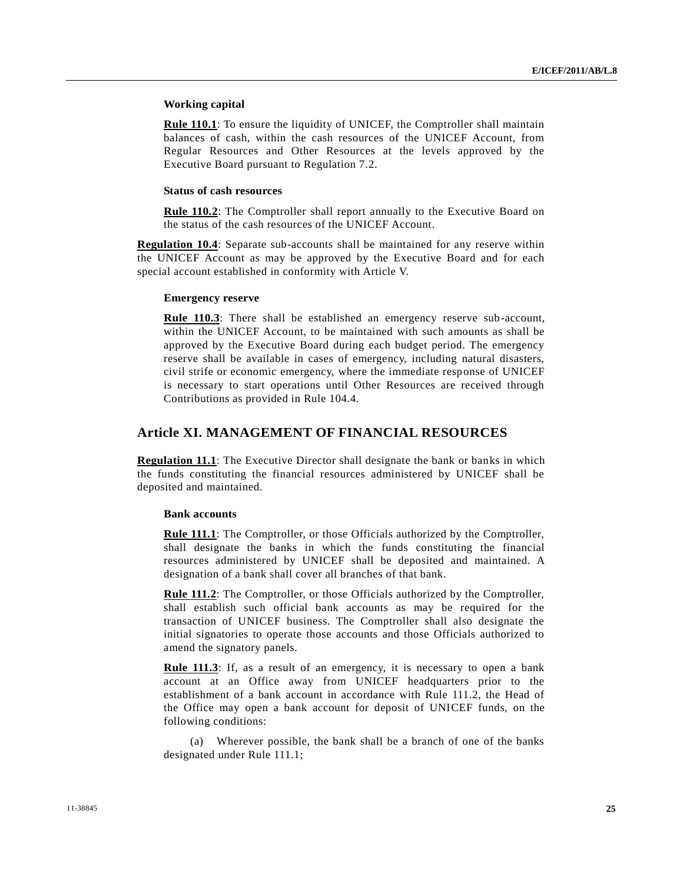**Working capital**

**Rule 110.1**: To ensure the liquidity of UNICEF, the Comptroller shall maintain balances of cash, within the cash resources of the UNICEF Account, from Regular Resources and Other Resources at the levels approved by the Executive Board pursuant to Regulation 7.2.

**Status of cash resources**

**Rule 110.2**: The Comptroller shall report annually to the Executive Board on the status of the cash resources of the UNICEF Account.

**Regulation 10.4**: Separate sub-accounts shall be maintained for any reserve within the UNICEF Account as may be approved by the Executive Board and for each special account established in conformity with Article V.

**Emergency reserve**

**Rule 110.3**: There shall be established an emergency reserve sub-account, within the UNICEF Account, to be maintained with such amounts as shall be approved by the Executive Board during each budget period. The emergency reserve shall be available in cases of emergency, including natural disasters, civil strife or economic emergency, where the immediate response of UNICEF is necessary to start operations until Other Resources are received through Contributions as provided in Rule 104.4.

## Article XI. MANAGEMENT OF FINANCIAL RESOURCES

**Regulation 11.1**: The Executive Director shall designate the bank or banks in which the funds constituting the financial resources administered by UNICEF shall be deposited and maintained.

**Bank accounts**

**Rule 111.1**: The Comptroller, or those Officials authorized by the Comptroller, shall designate the banks in which the funds constituting the financial resources administered by UNICEF shall be deposited and maintained. A designation of a bank shall cover all branches of that bank.

**Rule 111.2**: The Comptroller, or those Officials authorized by the Comptroller, shall establish such official bank accounts as may be required for the transaction of UNICEF business. The Comptroller shall also designate the initial signatories to operate those accounts and those Officials authorized to amend the signatory panels.

**Rule 111.3**: If, as a result of an emergency, it is necessary to open a bank account at an Office away from UNICEF headquarters prior to the establishment of a bank account in accordance with Rule 111.2, the Head of the Office may open a bank account for deposit of UNICEF funds, on the following conditions:

(a) Wherever possible, the bank shall be a branch of one of the banks designated under Rule 111.1;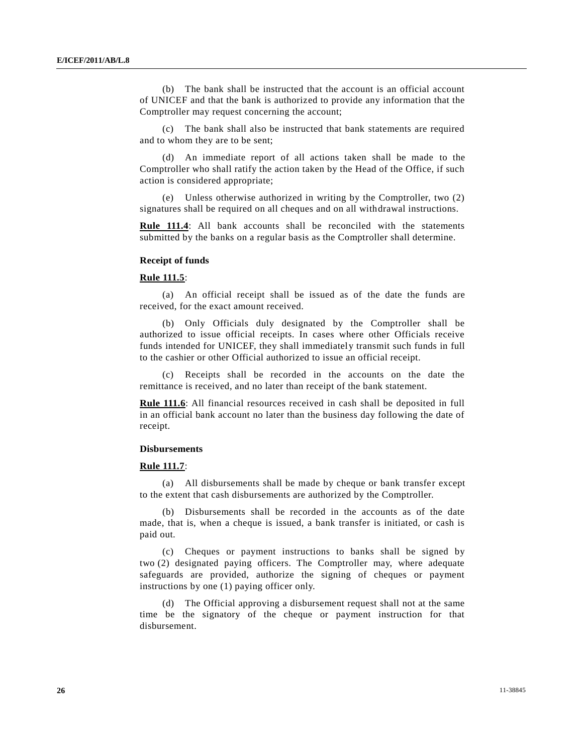(b) The bank shall be instructed that the account is an official account of UNICEF and that the bank is authorized to provide any information that the Comptroller may request concerning the account;

(c) The bank shall also be instructed that bank statements are required and to whom they are to be sent;

(d) An immediate report of all actions taken shall be made to the Comptroller who shall ratify the action taken by the Head of the Office, if such action is considered appropriate;

(e) Unless otherwise authorized in writing by the Comptroller, two (2) signatures shall be required on all cheques and on all withdrawal instructions.

**Rule 111.4**: All bank accounts shall be reconciled with the statements submitted by the banks on a regular basis as the Comptroller shall determine.

**Receipt of funds**

**Rule 111.5**:

(a) An official receipt shall be issued as of the date the funds are received, for the exact amount received.

(b) Only Officials duly designated by the Comptroller shall be authorized to issue official receipts. In cases where other Officials receive funds intended for UNICEF, they shall immediately transmit such funds in full to the cashier or other Official authorized to issue an official receipt.

(c) Receipts shall be recorded in the accounts on the date the remittance is received, and no later than receipt of the bank statement.

**Rule 111.6**: All financial resources received in cash shall be deposited in full in an official bank account no later than the business day following the date of receipt.

**Disbursements**

**Rule 111.7**:

(a) All disbursements shall be made by cheque or bank transfer except to the extent that cash disbursements are authorized by the Comptroller.

(b) Disbursements shall be recorded in the accounts as of the date made, that is, when a cheque is issued, a bank transfer is initiated, or cash is paid out.

(c) Cheques or payment instructions to banks shall be signed by two (2) designated paying officers. The Comptroller may, where adequate safeguards are provided, authorize the signing of cheques or payment instructions by one (1) paying officer only.

(d) The Official approving a disbursement request shall not at the same time be the signatory of the cheque or payment instruction for that disbursement.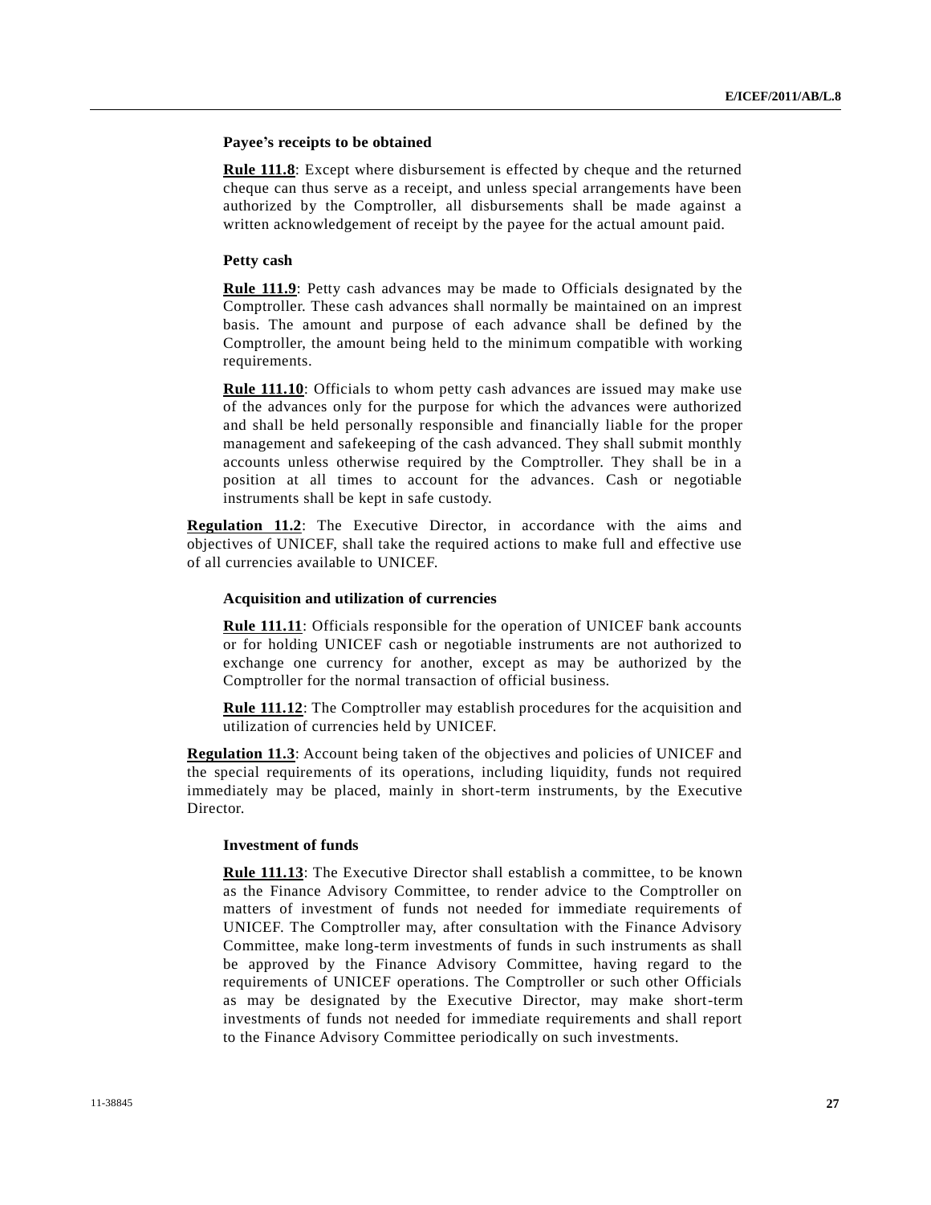**Payee's receipts to be obtained**

**Rule 111.8**: Except where disbursement is effected by cheque and the returned cheque can thus serve as a receipt, and unless special arrangements have been authorized by the Comptroller, all disbursements shall be made against a written acknowledgement of receipt by the payee for the actual amount paid.

**Petty cash**

**Rule 111.9**: Petty cash advances may be made to Officials designated by the Comptroller. These cash advances shall normally be maintained on an imprest basis. The amount and purpose of each advance shall be defined by the Comptroller, the amount being held to the minimum compatible with working requirements.

**Rule 111.10**: Officials to whom petty cash advances are issued may make use of the advances only for the purpose for which the advances were authorized and shall be held personally responsible and financially liable for the proper management and safekeeping of the cash advanced. They shall submit monthly accounts unless otherwise required by the Comptroller. They shall be in a position at all times to account for the advances. Cash or negotiable instruments shall be kept in safe custody.

**Regulation 11.2**: The Executive Director, in accordance with the aims and objectives of UNICEF, shall take the required actions to make full and effective use of all currencies available to UNICEF.

**Acquisition and utilization of currencies**

**Rule 111.11**: Officials responsible for the operation of UNICEF bank accounts or for holding UNICEF cash or negotiable instruments are not authorized to exchange one currency for another, except as may be authorized by the Comptroller for the normal transaction of official business.

**Rule 111.12**: The Comptroller may establish procedures for the acquisition and utilization of currencies held by UNICEF.

**Regulation 11.3**: Account being taken of the objectives and policies of UNICEF and the special requirements of its operations, including liquidity, funds not required immediately may be placed, mainly in short-term instruments, by the Executive Director.

**Investment of funds**

**Rule 111.13**: The Executive Director shall establish a committee, to be known as the Finance Advisory Committee, to render advice to the Comptroller on matters of investment of funds not needed for immediate requirements of UNICEF. The Comptroller may, after consultation with the Finance Advisory Committee, make long-term investments of funds in such instruments as shall be approved by the Finance Advisory Committee, having regard to the requirements of UNICEF operations. The Comptroller or such other Officials as may be designated by the Executive Director, may make short-term investments of funds not needed for immediate requirements and shall report to the Finance Advisory Committee periodically on such investments.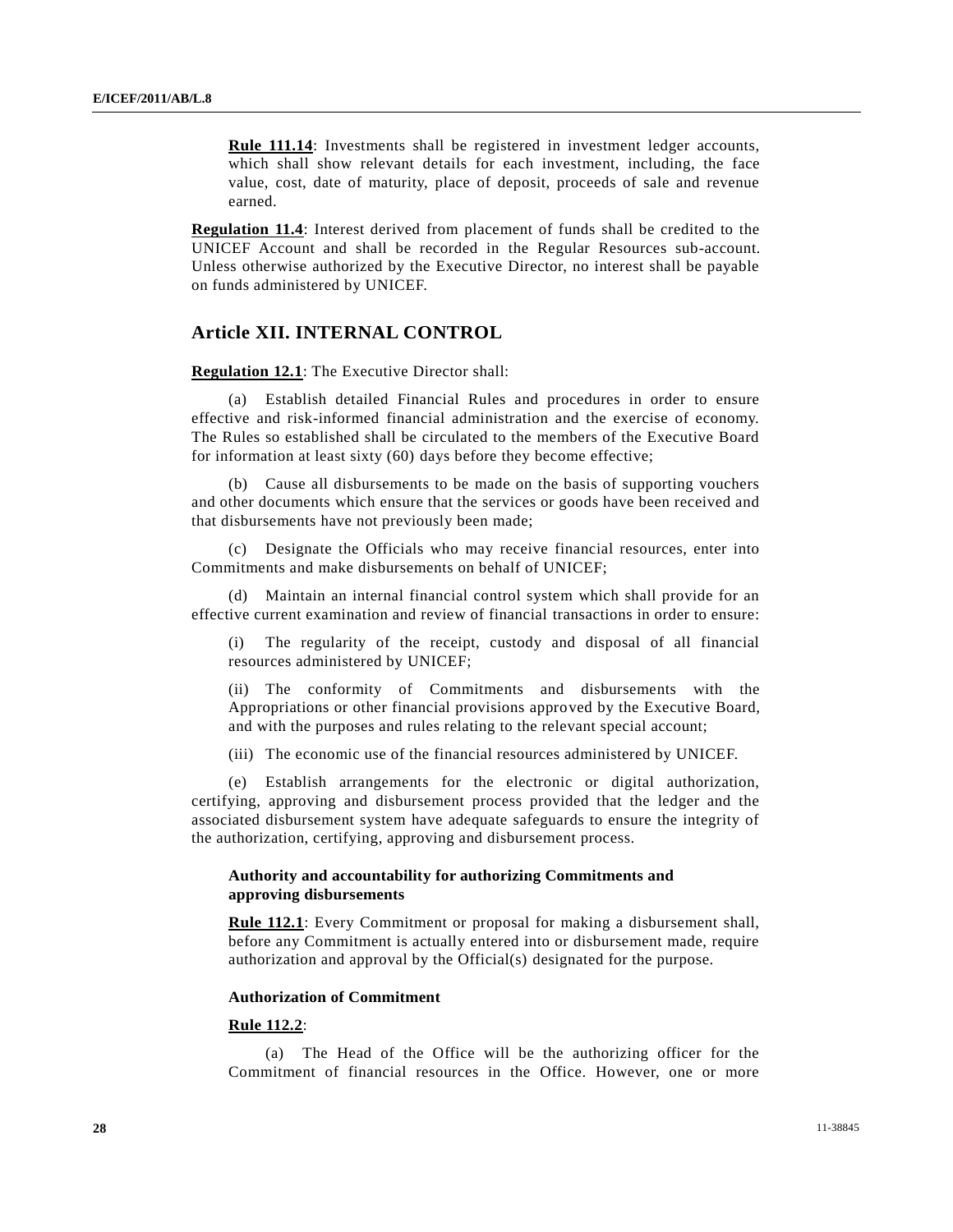**Rule 111.14**: Investments shall be registered in investment ledger accounts, which shall show relevant details for each investment, including, the face value, cost, date of maturity, place of deposit, proceeds of sale and revenue earned.

**Regulation 11.4**: Interest derived from placement of funds shall be credited to the UNICEF Account and shall be recorded in the Regular Resources sub-account. Unless otherwise authorized by the Executive Director, no interest shall be payable on funds administered by UNICEF.

## Article XII. INTERNAL CONTROL

**Regulation 12.1**: The Executive Director shall:

(a) Establish detailed Financial Rules and procedures in order to ensure effective and risk-informed financial administration and the exercise of economy. The Rules so established shall be circulated to the members of the Executive Board for information at least sixty (60) days before they become effective;

(b) Cause all disbursements to be made on the basis of supporting vouchers and other documents which ensure that the services or goods have been received and that disbursements have not previously been made;

(c) Designate the Officials who may receive financial resources, enter into Commitments and make disbursements on behalf of UNICEF;

(d) Maintain an internal financial control system which shall provide for an effective current examination and review of financial transactions in order to ensure:

(i) The regularity of the receipt, custody and disposal of all financial resources administered by UNICEF;

(ii) The conformity of Commitments and disbursements with the Appropriations or other financial provisions approved by the Executive Board, and with the purposes and rules relating to the relevant special account;

(iii) The economic use of the financial resources administered by UNICEF.

(e) Establish arrangements for the electronic or digital authorization, certifying, approving and disbursement process provided that the ledger and the associated disbursement system have adequate safeguards to ensure the integrity of the authorization, certifying, approving and disbursement process.

**Authority and accountability for authorizing Commitments and approving disbursements**

**Rule 112.1**: Every Commitment or proposal for making a disbursement shall, before any Commitment is actually entered into or disbursement made, require authorization and approval by the Official(s) designated for the purpose.

**Authorization of Commitment**

**Rule 112.2**:

(a) The Head of the Office will be the authorizing officer for the Commitment of financial resources in the Office. However, one or more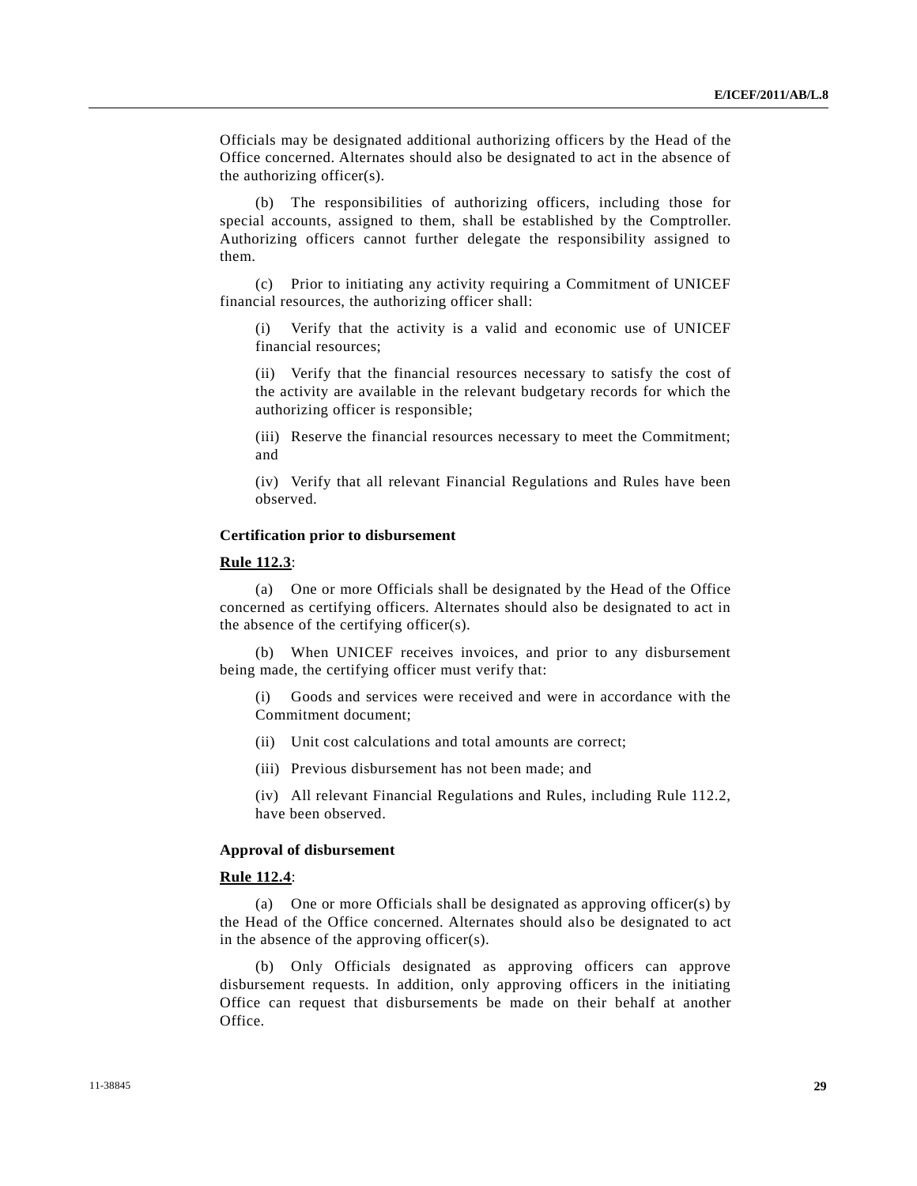Officials may be designated additional authorizing officers by the Head of the Office concerned. Alternates should also be designated to act in the absence of the authorizing officer(s).

(b) The responsibilities of authorizing officers, including those for special accounts, assigned to them, shall be established by the Comptroller. Authorizing officers cannot further delegate the responsibility assigned to them.

(c) Prior to initiating any activity requiring a Commitment of UNICEF financial resources, the authorizing officer shall:

(i) Verify that the activity is a valid and economic use of UNICEF financial resources;

(ii) Verify that the financial resources necessary to satisfy the cost of the activity are available in the relevant budgetary records for which the authorizing officer is responsible;

(iii) Reserve the financial resources necessary to meet the Commitment; and

(iv) Verify that all relevant Financial Regulations and Rules have been observed.

**Certification prior to disbursement**

**Rule 112.3**:

(a) One or more Officials shall be designated by the Head of the Office concerned as certifying officers. Alternates should also be designated to act in the absence of the certifying officer(s).

(b) When UNICEF receives invoices, and prior to any disbursement being made, the certifying officer must verify that:

(i) Goods and services were received and were in accordance with the Commitment document;

(ii) Unit cost calculations and total amounts are correct;

(iii) Previous disbursement has not been made; and

(iv) All relevant Financial Regulations and Rules, including Rule 112.2, have been observed.

**Approval of disbursement**

**Rule 112.4**:

(a) One or more Officials shall be designated as approving officer(s) by the Head of the Office concerned. Alternates should also be designated to act in the absence of the approving officer(s).

(b) Only Officials designated as approving officers can approve disbursement requests. In addition, only approving officers in the initiating Office can request that disbursements be made on their behalf at another Office.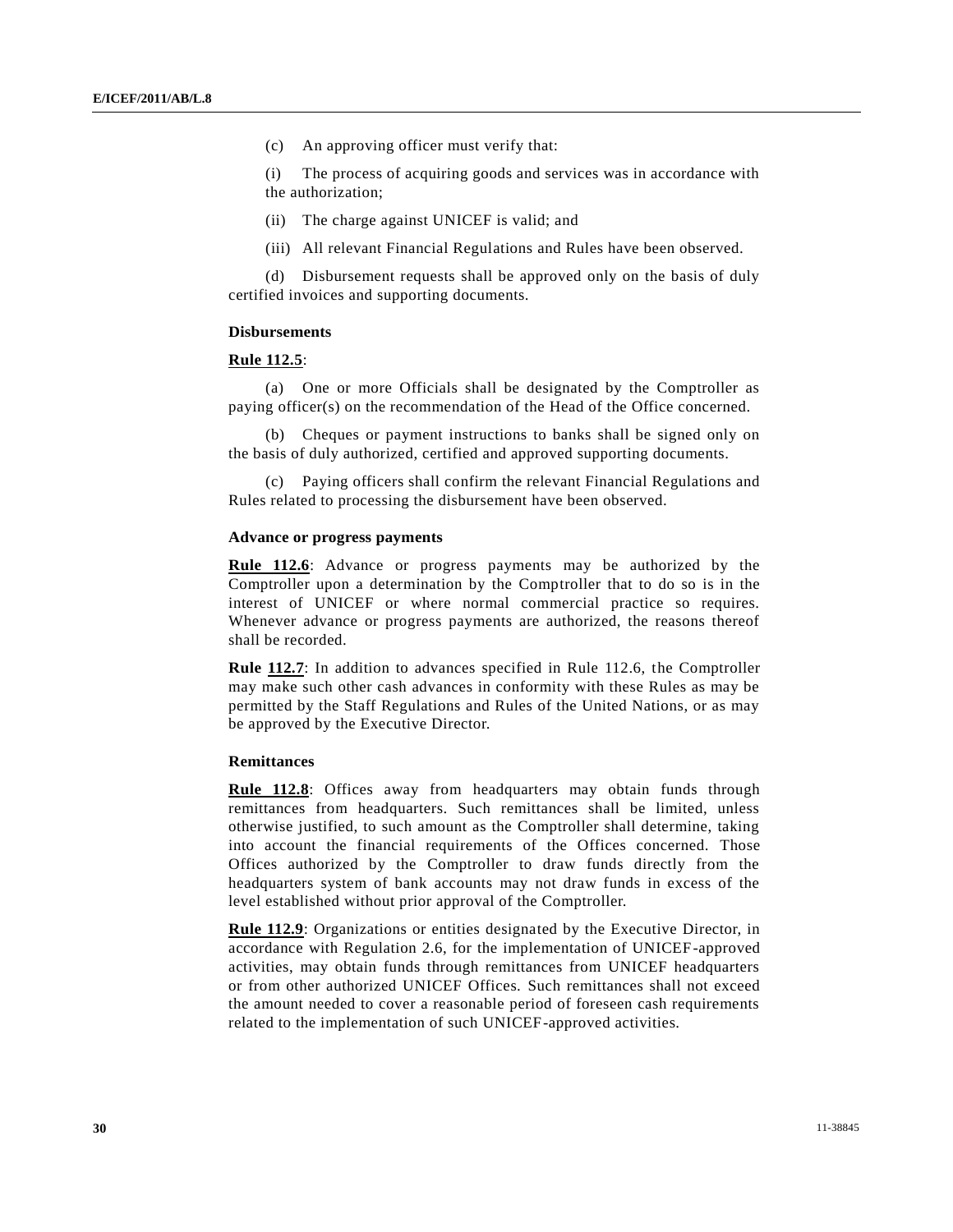(c) An approving officer must verify that:

(i) The process of acquiring goods and services was in accordance with the authorization;

(ii) The charge against UNICEF is valid; and

(iii) All relevant Financial Regulations and Rules have been observed.

(d) Disbursement requests shall be approved only on the basis of duly certified invoices and supporting documents.

**Disbursements**

**Rule 112.5**:

(a) One or more Officials shall be designated by the Comptroller as paying officer(s) on the recommendation of the Head of the Office concerned.

(b) Cheques or payment instructions to banks shall be signed only on the basis of duly authorized, certified and approved supporting documents.

(c) Paying officers shall confirm the relevant Financial Regulations and Rules related to processing the disbursement have been observed.

**Advance or progress payments**

**Rule 112.6**: Advance or progress payments may be authorized by the Comptroller upon a determination by the Comptroller that to do so is in the interest of UNICEF or where normal commercial practice so requires. Whenever advance or progress payments are authorized, the reasons thereof shall be recorded.

**Rule 112.7**: In addition to advances specified in Rule 112.6, the Comptroller may make such other cash advances in conformity with these Rules as may be permitted by the Staff Regulations and Rules of the United Nations, or as may be approved by the Executive Director.

**Remittances**

**Rule 112.8**: Offices away from headquarters may obtain funds through remittances from headquarters. Such remittances shall be limited, unless otherwise justified, to such amount as the Comptroller shall determine, taking into account the financial requirements of the Offices concerned. Those Offices authorized by the Comptroller to draw funds directly from the headquarters system of bank accounts may not draw funds in excess of the level established without prior approval of the Comptroller.

**Rule 112.9**: Organizations or entities designated by the Executive Director, in accordance with Regulation 2.6, for the implementation of UNICEF-approved activities, may obtain funds through remittances from UNICEF headquarters or from other authorized UNICEF Offices. Such remittances shall not exceed the amount needed to cover a reasonable period of foreseen cash requirements related to the implementation of such UNICEF-approved activities.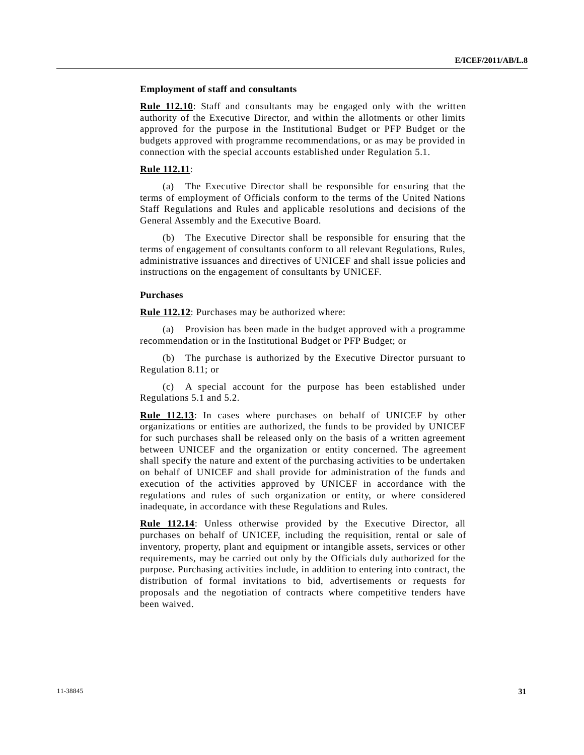### Employment of staff and consultants

**Rule 112.10**: Staff and consultants may be engaged only with the written authority of the Executive Director, and within the allotments or other limits approved for the purpose in the Institutional Budget or PFP Budget or the budgets approved with programme recommendations, or as may be provided in connection with the special accounts established under Regulation 5.1.

**Rule 112.11**:

(a) The Executive Director shall be responsible for ensuring that the terms of employment of Officials conform to the terms of the United Nations Staff Regulations and Rules and applicable resolutions and decisions of the General Assembly and the Executive Board.

(b) The Executive Director shall be responsible for ensuring that the terms of engagement of consultants conform to all relevant Regulations, Rules, administrative issuances and directives of UNICEF and shall issue policies and instructions on the engagement of consultants by UNICEF.

### Purchases

**Rule 112.12**: Purchases may be authorized where:

(a) Provision has been made in the budget approved with a programme recommendation or in the Institutional Budget or PFP Budget; or

(b) The purchase is authorized by the Executive Director pursuant to Regulation 8.11; or

(c) A special account for the purpose has been established under Regulations 5.1 and 5.2.

**Rule 112.13**: In cases where purchases on behalf of UNICEF by other organizations or entities are authorized, the funds to be provided by UNICEF for such purchases shall be released only on the basis of a written agreement between UNICEF and the organization or entity concerned. The agreement shall specify the nature and extent of the purchasing activities to be undertaken on behalf of UNICEF and shall provide for administration of the funds and execution of the activities approved by UNICEF in accordance with the regulations and rules of such organization or entity, or where considered inadequate, in accordance with these Regulations and Rules.

**Rule 112.14**: Unless otherwise provided by the Executive Director, all purchases on behalf of UNICEF, including the requisition, rental or sale of inventory, property, plant and equipment or intangible assets, services or other requirements, may be carried out only by the Officials duly authorized for the purpose. Purchasing activities include, in addition to entering into contract, the distribution of formal invitations to bid, advertisements or requests for proposals and the negotiation of contracts where competitive tenders have been waived.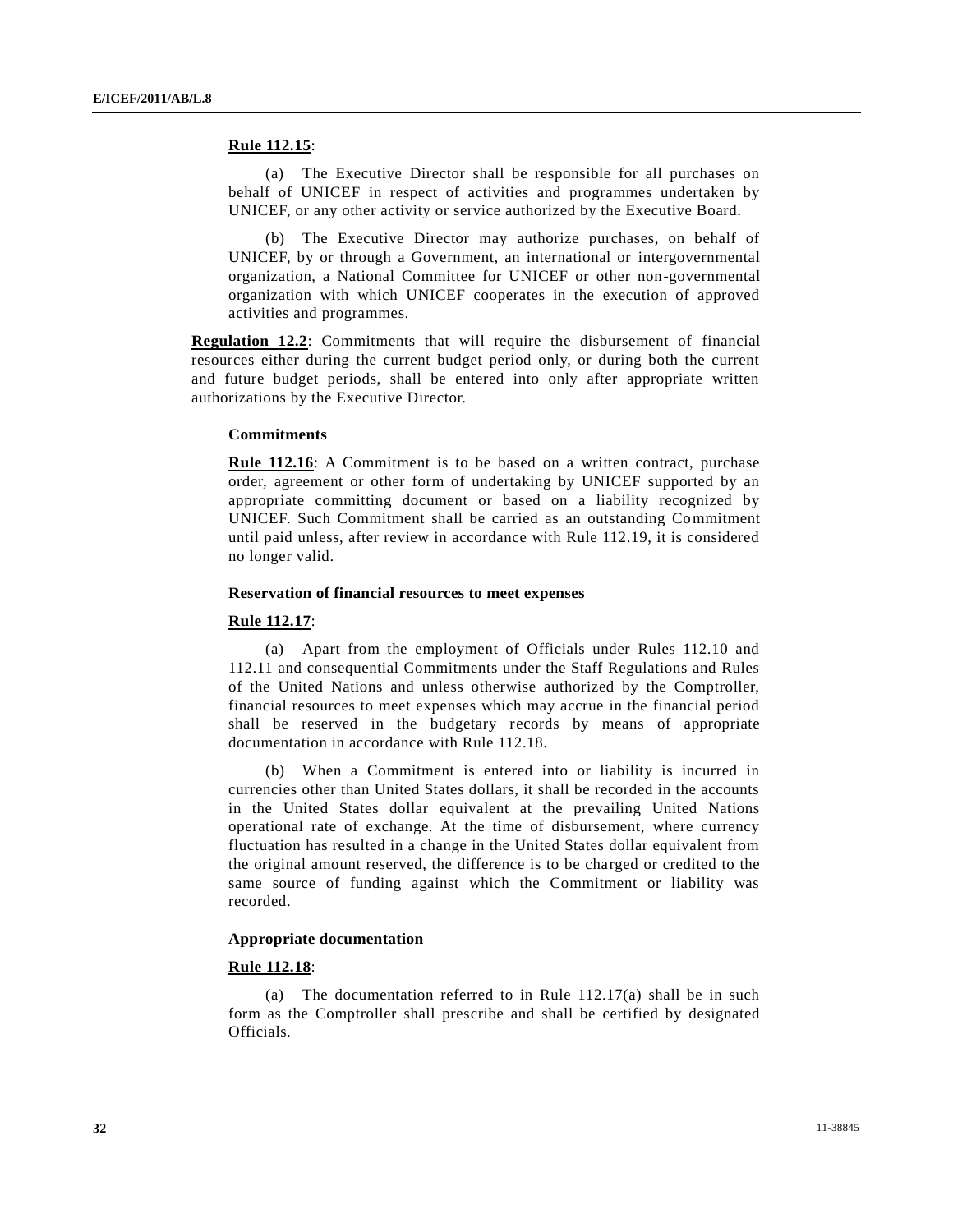**Rule 112.15**:

(a) The Executive Director shall be responsible for all purchases on behalf of UNICEF in respect of activities and programmes undertaken by UNICEF, or any other activity or service authorized by the Executive Board.

(b) The Executive Director may authorize purchases, on behalf of UNICEF, by or through a Government, an international or intergovernmental organization, a National Committee for UNICEF or other non-governmental organization with which UNICEF cooperates in the execution of approved activities and programmes.

**Regulation 12.2**: Commitments that will require the disbursement of financial resources either during the current budget period only, or during both the current and future budget periods, shall be entered into only after appropriate written authorizations by the Executive Director.

### Commitments

**Rule 112.16**: A Commitment is to be based on a written contract, purchase order, agreement or other form of undertaking by UNICEF supported by an appropriate committing document or based on a liability recognized by UNICEF. Such Commitment shall be carried as an outstanding Commitment until paid unless, after review in accordance with Rule 112.19, it is considered no longer valid.

### Reservation of financial resources to meet expenses

**Rule 112.17**:

(a) Apart from the employment of Officials under Rules 112.10 and 112.11 and consequential Commitments under the Staff Regulations and Rules of the United Nations and unless otherwise authorized by the Comptroller, financial resources to meet expenses which may accrue in the financial period shall be reserved in the budgetary records by means of appropriate documentation in accordance with Rule 112.18.

(b) When a Commitment is entered into or liability is incurred in currencies other than United States dollars, it shall be recorded in the accounts in the United States dollar equivalent at the prevailing United Nations operational rate of exchange. At the time of disbursement, where currency fluctuation has resulted in a change in the United States dollar equivalent from the original amount reserved, the difference is to be charged or credited to the same source of funding against which the Commitment or liability was recorded.

### Appropriate documentation

**Rule 112.18**:

(a) The documentation referred to in Rule 112.17(a) shall be in such form as the Comptroller shall prescribe and shall be certified by designated Officials.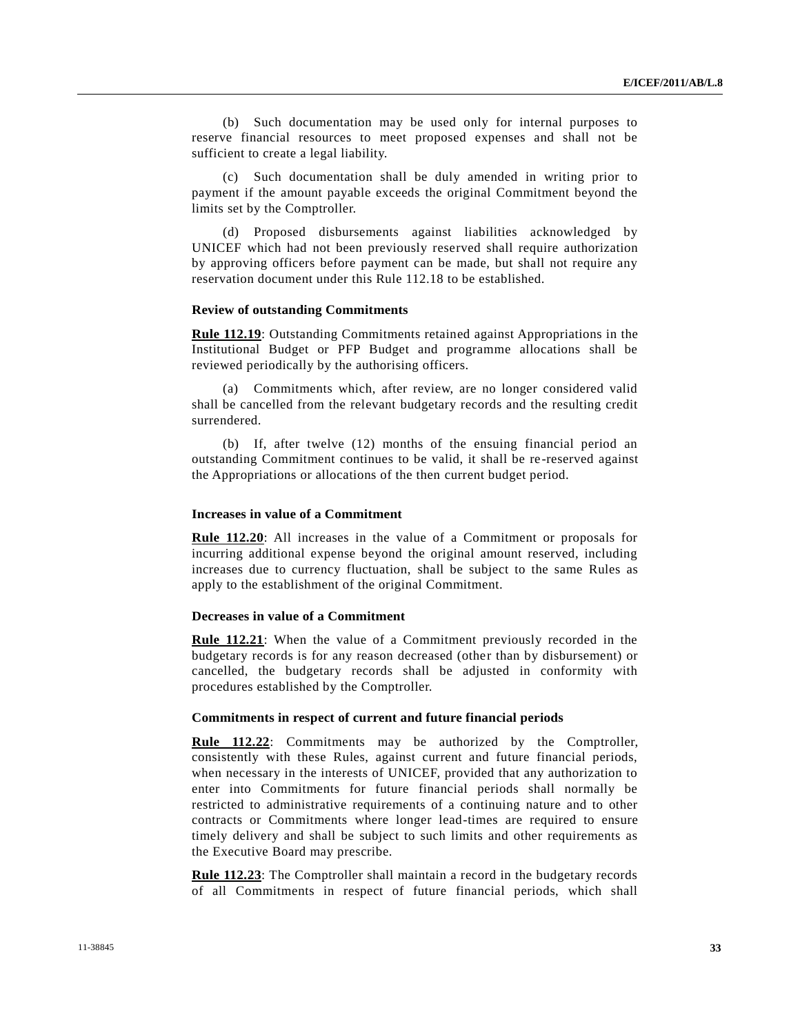(b) Such documentation may be used only for internal purposes to reserve financial resources to meet proposed expenses and shall not be sufficient to create a legal liability.

(c) Such documentation shall be duly amended in writing prior to payment if the amount payable exceeds the original Commitment beyond the limits set by the Comptroller.

(d) Proposed disbursements against liabilities acknowledged by UNICEF which had not been previously reserved shall require authorization by approving officers before payment can be made, but shall not require any reservation document under this Rule 112.18 to be established.

**Review of outstanding Commitments**

**Rule 112.19**: Outstanding Commitments retained against Appropriations in the Institutional Budget or PFP Budget and programme allocations shall be reviewed periodically by the authorising officers.

(a) Commitments which, after review, are no longer considered valid shall be cancelled from the relevant budgetary records and the resulting credit surrendered.

(b) If, after twelve (12) months of the ensuing financial period an outstanding Commitment continues to be valid, it shall be re-reserved against the Appropriations or allocations of the then current budget period.

**Increases in value of a Commitment**

**Rule 112.20**: All increases in the value of a Commitment or proposals for incurring additional expense beyond the original amount reserved, including increases due to currency fluctuation, shall be subject to the same Rules as apply to the establishment of the original Commitment.

**Decreases in value of a Commitment**

**Rule 112.21**: When the value of a Commitment previously recorded in the budgetary records is for any reason decreased (other than by disbursement) or cancelled, the budgetary records shall be adjusted in conformity with procedures established by the Comptroller.

**Commitments in respect of current and future financial periods**

**Rule 112.22**: Commitments may be authorized by the Comptroller, consistently with these Rules, against current and future financial periods, when necessary in the interests of UNICEF, provided that any authorization to enter into Commitments for future financial periods shall normally be restricted to administrative requirements of a continuing nature and to other contracts or Commitments where longer lead-times are required to ensure timely delivery and shall be subject to such limits and other requirements as the Executive Board may prescribe.

**Rule 112.23**: The Comptroller shall maintain a record in the budgetary records of all Commitments in respect of future financial periods, which shall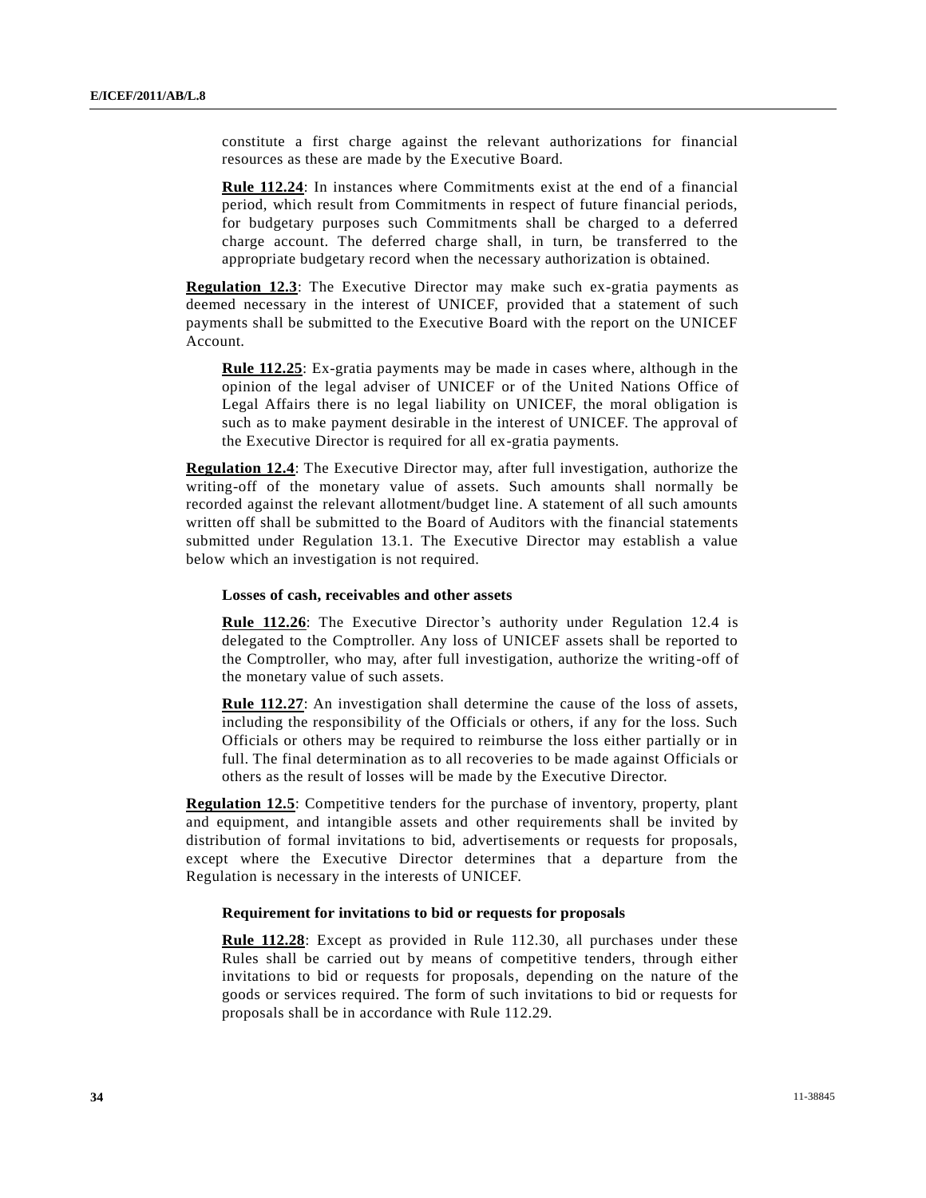constitute a first charge against the relevant authorizations for financial resources as these are made by the Executive Board.

**Rule 112.24**: In instances where Commitments exist at the end of a financial period, which result from Commitments in respect of future financial periods, for budgetary purposes such Commitments shall be charged to a deferred charge account. The deferred charge shall, in turn, be transferred to the appropriate budgetary record when the necessary authorization is obtained.

**Regulation 12.3**: The Executive Director may make such ex-gratia payments as deemed necessary in the interest of UNICEF, provided that a statement of such payments shall be submitted to the Executive Board with the report on the UNICEF Account.

**Rule 112.25**: Ex-gratia payments may be made in cases where, although in the opinion of the legal adviser of UNICEF or of the United Nations Office of Legal Affairs there is no legal liability on UNICEF, the moral obligation is such as to make payment desirable in the interest of UNICEF. The approval of the Executive Director is required for all ex-gratia payments.

**Regulation 12.4**: The Executive Director may, after full investigation, authorize the writing-off of the monetary value of assets. Such amounts shall normally be recorded against the relevant allotment/budget line. A statement of all such amounts written off shall be submitted to the Board of Auditors with the financial statements submitted under Regulation 13.1. The Executive Director may establish a value below which an investigation is not required.

**Losses of cash, receivables and other assets**

**Rule 112.26**: The Executive Director's authority under Regulation 12.4 is delegated to the Comptroller. Any loss of UNICEF assets shall be reported to the Comptroller, who may, after full investigation, authorize the writing-off of the monetary value of such assets.

**Rule 112.27**: An investigation shall determine the cause of the loss of assets, including the responsibility of the Officials or others, if any for the loss. Such Officials or others may be required to reimburse the loss either partially or in full. The final determination as to all recoveries to be made against Officials or others as the result of losses will be made by the Executive Director.

**Regulation 12.5**: Competitive tenders for the purchase of inventory, property, plant and equipment, and intangible assets and other requirements shall be invited by distribution of formal invitations to bid, advertisements or requests for proposals, except where the Executive Director determines that a departure from the Regulation is necessary in the interests of UNICEF.

**Requirement for invitations to bid or requests for proposals**

**Rule 112.28**: Except as provided in Rule 112.30, all purchases under these Rules shall be carried out by means of competitive tenders, through either invitations to bid or requests for proposals, depending on the nature of the goods or services required. The form of such invitations to bid or requests for proposals shall be in accordance with Rule 112.29.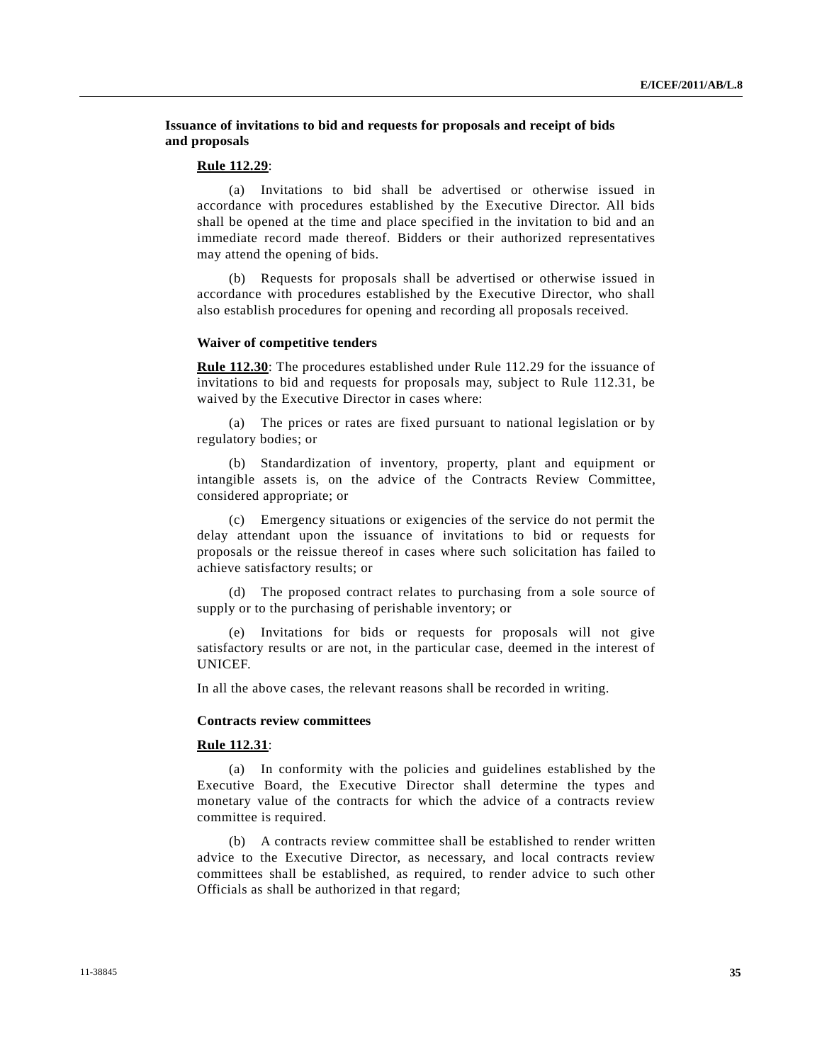### Issuance of invitations to bid and requests for proposals and receipt of bids and proposals

**Rule 112.29**:

(a) Invitations to bid shall be advertised or otherwise issued in accordance with procedures established by the Executive Director. All bids shall be opened at the time and place specified in the invitation to bid and an immediate record made thereof. Bidders or their authorized representatives may attend the opening of bids.

(b) Requests for proposals shall be advertised or otherwise issued in accordance with procedures established by the Executive Director, who shall also establish procedures for opening and recording all proposals received.

#### Waiver of competitive tenders

**Rule 112.30**: The procedures established under Rule 112.29 for the issuance of invitations to bid and requests for proposals may, subject to Rule 112.31, be waived by the Executive Director in cases where:

(a) The prices or rates are fixed pursuant to national legislation or by regulatory bodies; or

(b) Standardization of inventory, property, plant and equipment or intangible assets is, on the advice of the Contracts Review Committee, considered appropriate; or

(c) Emergency situations or exigencies of the service do not permit the delay attendant upon the issuance of invitations to bid or requests for proposals or the reissue thereof in cases where such solicitation has failed to achieve satisfactory results; or

(d) The proposed contract relates to purchasing from a sole source of supply or to the purchasing of perishable inventory; or

(e) Invitations for bids or requests for proposals will not give satisfactory results or are not, in the particular case, deemed in the interest of UNICEF.

In all the above cases, the relevant reasons shall be recorded in writing.

#### Contracts review committees

**Rule 112.31**:

(a) In conformity with the policies and guidelines established by the Executive Board, the Executive Director shall determine the types and monetary value of the contracts for which the advice of a contracts review committee is required.

(b) A contracts review committee shall be established to render written advice to the Executive Director, as necessary, and local contracts review committees shall be established, as required, to render advice to such other Officials as shall be authorized in that regard;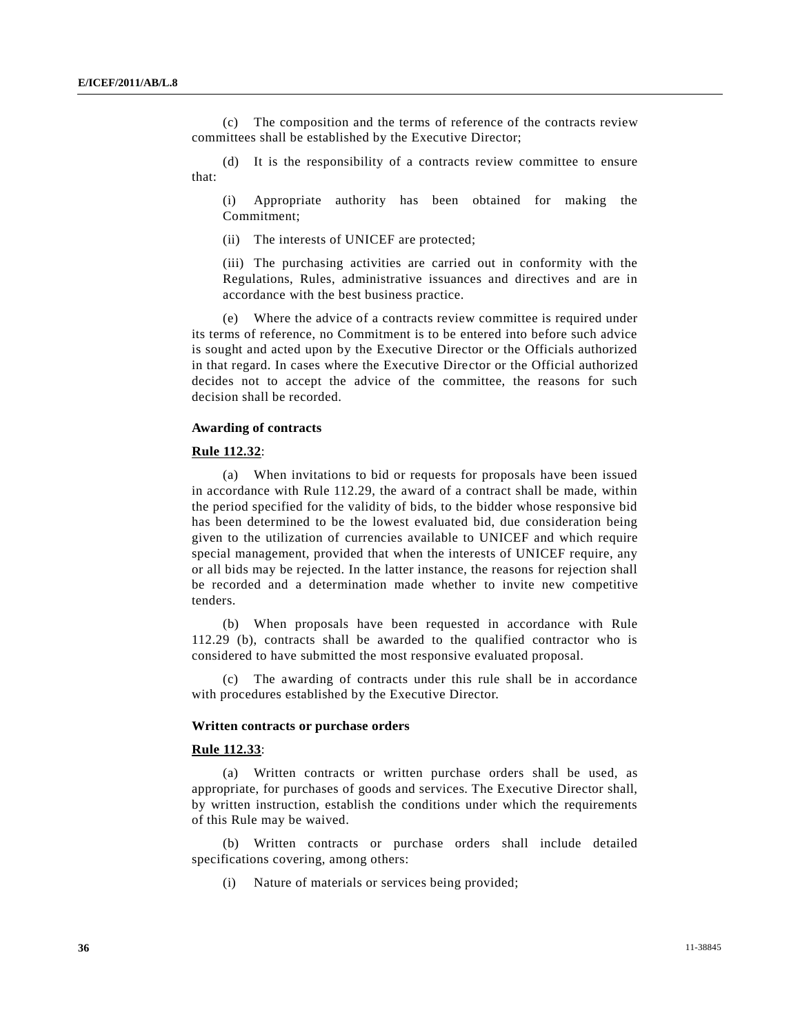(c) The composition and the terms of reference of the contracts review committees shall be established by the Executive Director;

(d) It is the responsibility of a contracts review committee to ensure that:

(i) Appropriate authority has been obtained for making the Commitment;

(ii) The interests of UNICEF are protected;

(iii) The purchasing activities are carried out in conformity with the Regulations, Rules, administrative issuances and directives and are in accordance with the best business practice.

(e) Where the advice of a contracts review committee is required under its terms of reference, no Commitment is to be entered into before such advice is sought and acted upon by the Executive Director or the Officials authorized in that regard. In cases where the Executive Director or the Official authorized decides not to accept the advice of the committee, the reasons for such decision shall be recorded.

**Awarding of contracts**

**Rule 112.32**:

(a) When invitations to bid or requests for proposals have been issued in accordance with Rule 112.29, the award of a contract shall be made, within the period specified for the validity of bids, to the bidder whose responsive bid has been determined to be the lowest evaluated bid, due consideration being given to the utilization of currencies available to UNICEF and which require special management, provided that when the interests of UNICEF require, any or all bids may be rejected. In the latter instance, the reasons for rejection shall be recorded and a determination made whether to invite new competitive tenders.

(b) When proposals have been requested in accordance with Rule 112.29 (b), contracts shall be awarded to the qualified contractor who is considered to have submitted the most responsive evaluated proposal.

(c) The awarding of contracts under this rule shall be in accordance with procedures established by the Executive Director.

**Written contracts or purchase orders**

**Rule 112.33**:

(a) Written contracts or written purchase orders shall be used, as appropriate, for purchases of goods and services. The Executive Director shall, by written instruction, establish the conditions under which the requirements of this Rule may be waived.

(b) Written contracts or purchase orders shall include detailed specifications covering, among others:

(i) Nature of materials or services being provided;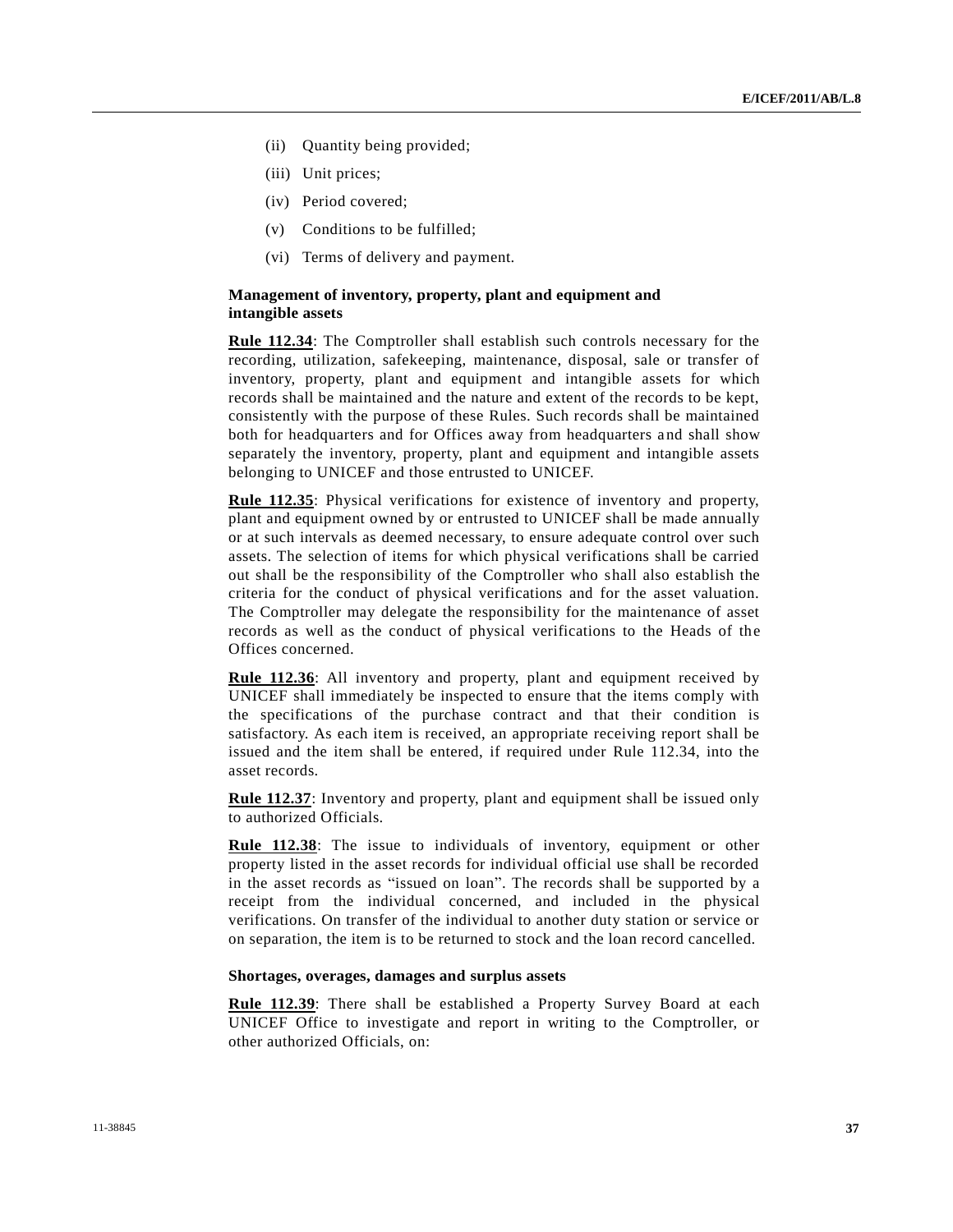(ii) Quantity being provided;

(iii) Unit prices;

(iv) Period covered;

(v) Conditions to be fulfilled;

(vi) Terms of delivery and payment.

**Management of inventory, property, plant and equipment and intangible assets**

**Rule 112.34**: The Comptroller shall establish such controls necessary for the recording, utilization, safekeeping, maintenance, disposal, sale or transfer of inventory, property, plant and equipment and intangible assets for which records shall be maintained and the nature and extent of the records to be kept, consistently with the purpose of these Rules. Such records shall be maintained both for headquarters and for Offices away from headquarters and shall show separately the inventory, property, plant and equipment and intangible assets belonging to UNICEF and those entrusted to UNICEF.

**Rule 112.35**: Physical verifications for existence of inventory and property, plant and equipment owned by or entrusted to UNICEF shall be made annually or at such intervals as deemed necessary, to ensure adequate control over such assets. The selection of items for which physical verifications shall be carried out shall be the responsibility of the Comptroller who shall also establish the criteria for the conduct of physical verifications and for the asset valuation. The Comptroller may delegate the responsibility for the maintenance of asset records as well as the conduct of physical verifications to the Heads of the Offices concerned.

**Rule 112.36**: All inventory and property, plant and equipment received by UNICEF shall immediately be inspected to ensure that the items comply with the specifications of the purchase contract and that their condition is satisfactory. As each item is received, an appropriate receiving report shall be issued and the item shall be entered, if required under Rule 112.34, into the asset records.

**Rule 112.37**: Inventory and property, plant and equipment shall be issued only to authorized Officials.

**Rule 112.38**: The issue to individuals of inventory, equipment or other property listed in the asset records for individual official use shall be recorded in the asset records as "issued on loan". The records shall be supported by a receipt from the individual concerned, and included in the physical verifications. On transfer of the individual to another duty station or service or on separation, the item is to be returned to stock and the loan record cancelled.

**Shortages, overages, damages and surplus assets**

**Rule 112.39**: There shall be established a Property Survey Board at each UNICEF Office to investigate and report in writing to the Comptroller, or other authorized Officials, on: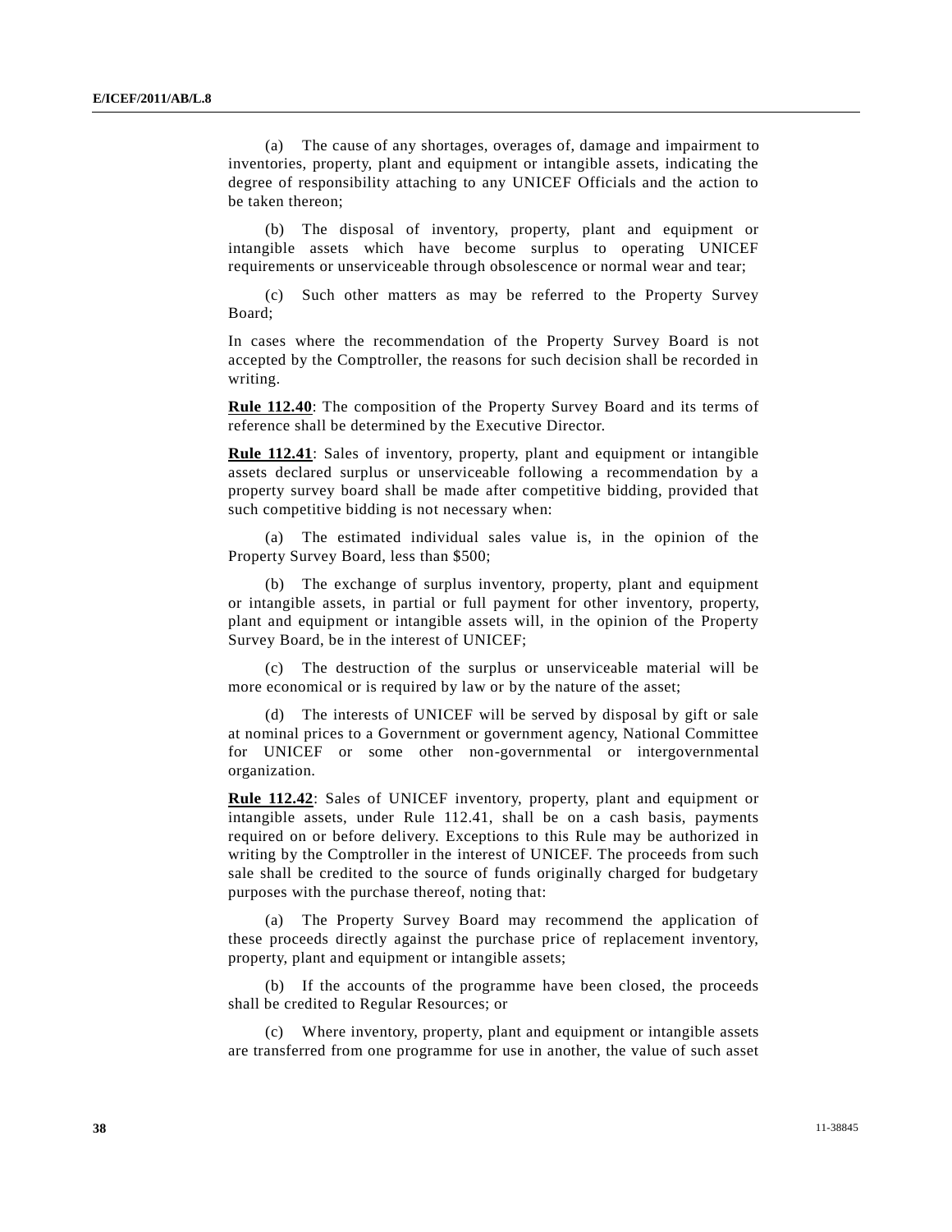(a) The cause of any shortages, overages of, damage and impairment to inventories, property, plant and equipment or intangible assets, indicating the degree of responsibility attaching to any UNICEF Officials and the action to be taken thereon;

(b) The disposal of inventory, property, plant and equipment or intangible assets which have become surplus to operating UNICEF requirements or unserviceable through obsolescence or normal wear and tear;

(c) Such other matters as may be referred to the Property Survey Board;

In cases where the recommendation of the Property Survey Board is not accepted by the Comptroller, the reasons for such decision shall be recorded in writing.

**Rule 112.40**: The composition of the Property Survey Board and its terms of reference shall be determined by the Executive Director.

**Rule 112.41**: Sales of inventory, property, plant and equipment or intangible assets declared surplus or unserviceable following a recommendation by a property survey board shall be made after competitive bidding, provided that such competitive bidding is not necessary when:

(a) The estimated individual sales value is, in the opinion of the Property Survey Board, less than $500;

(b) The exchange of surplus inventory, property, plant and equipment or intangible assets, in partial or full payment for other inventory, property, plant and equipment or intangible assets will, in the opinion of the Property Survey Board, be in the interest of UNICEF;

(c) The destruction of the surplus or unserviceable material will be more economical or is required by law or by the nature of the asset;

(d) The interests of UNICEF will be served by disposal by gift or sale at nominal prices to a Government or government agency, National Committee for UNICEF or some other non-governmental or intergovernmental organization.

**Rule 112.42**: Sales of UNICEF inventory, property, plant and equipment or intangible assets, under Rule 112.41, shall be on a cash basis, payments required on or before delivery. Exceptions to this Rule may be authorized in writing by the Comptroller in the interest of UNICEF. The proceeds from such sale shall be credited to the source of funds originally charged for budgetary purposes with the purchase thereof, noting that:

(a) The Property Survey Board may recommend the application of these proceeds directly against the purchase price of replacement inventory, property, plant and equipment or intangible assets;

(b) If the accounts of the programme have been closed, the proceeds shall be credited to Regular Resources; or

(c) Where inventory, property, plant and equipment or intangible assets are transferred from one programme for use in another, the value of such asset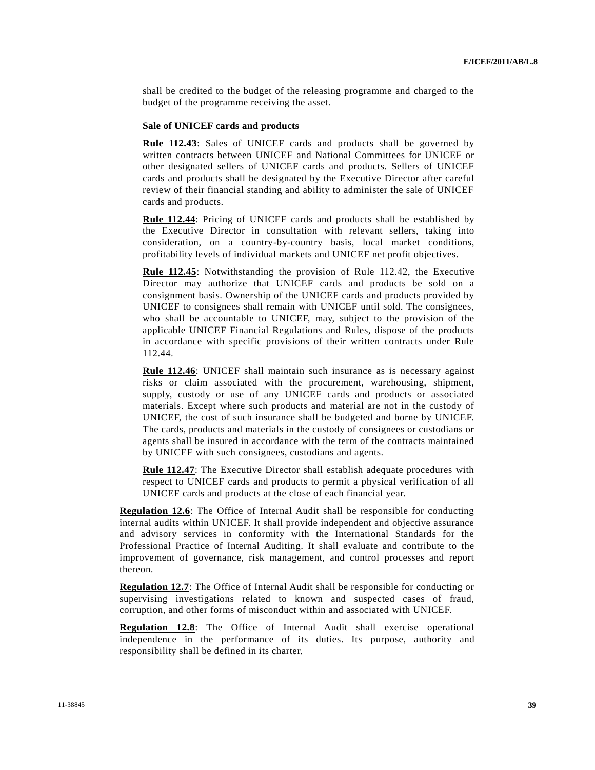shall be credited to the budget of the releasing programme and charged to the budget of the programme receiving the asset.

**Sale of UNICEF cards and products**

**Rule 112.43**: Sales of UNICEF cards and products shall be governed by written contracts between UNICEF and National Committees for UNICEF or other designated sellers of UNICEF cards and products. Sellers of UNICEF cards and products shall be designated by the Executive Director after careful review of their financial standing and ability to administer the sale of UNICEF cards and products.

**Rule 112.44**: Pricing of UNICEF cards and products shall be established by the Executive Director in consultation with relevant sellers, taking into consideration, on a country-by-country basis, local market conditions, profitability levels of individual markets and UNICEF net profit objectives.

**Rule 112.45**: Notwithstanding the provision of Rule 112.42, the Executive Director may authorize that UNICEF cards and products be sold on a consignment basis. Ownership of the UNICEF cards and products provided by UNICEF to consignees shall remain with UNICEF until sold. The consignees, who shall be accountable to UNICEF, may, subject to the provision of the applicable UNICEF Financial Regulations and Rules, dispose of the products in accordance with specific provisions of their written contracts under Rule 112.44.

**Rule 112.46**: UNICEF shall maintain such insurance as is necessary against risks or claim associated with the procurement, warehousing, shipment, supply, custody or use of any UNICEF cards and products or associated materials. Except where such products and material are not in the custody of UNICEF, the cost of such insurance shall be budgeted and borne by UNICEF. The cards, products and materials in the custody of consignees or custodians or agents shall be insured in accordance with the term of the contracts maintained by UNICEF with such consignees, custodians and agents.

**Rule 112.47**: The Executive Director shall establish adequate procedures with respect to UNICEF cards and products to permit a physical verification of all UNICEF cards and products at the close of each financial year.

**Regulation 12.6**: The Office of Internal Audit shall be responsible for conducting internal audits within UNICEF. It shall provide independent and objective assurance and advisory services in conformity with the International Standards for the Professional Practice of Internal Auditing. It shall evaluate and contribute to the improvement of governance, risk management, and control processes and report thereon.

**Regulation 12.7**: The Office of Internal Audit shall be responsible for conducting or supervising investigations related to known and suspected cases of fraud, corruption, and other forms of misconduct within and associated with UNICEF.

**Regulation 12.8**: The Office of Internal Audit shall exercise operational independence in the performance of its duties. Its purpose, authority and responsibility shall be defined in its charter.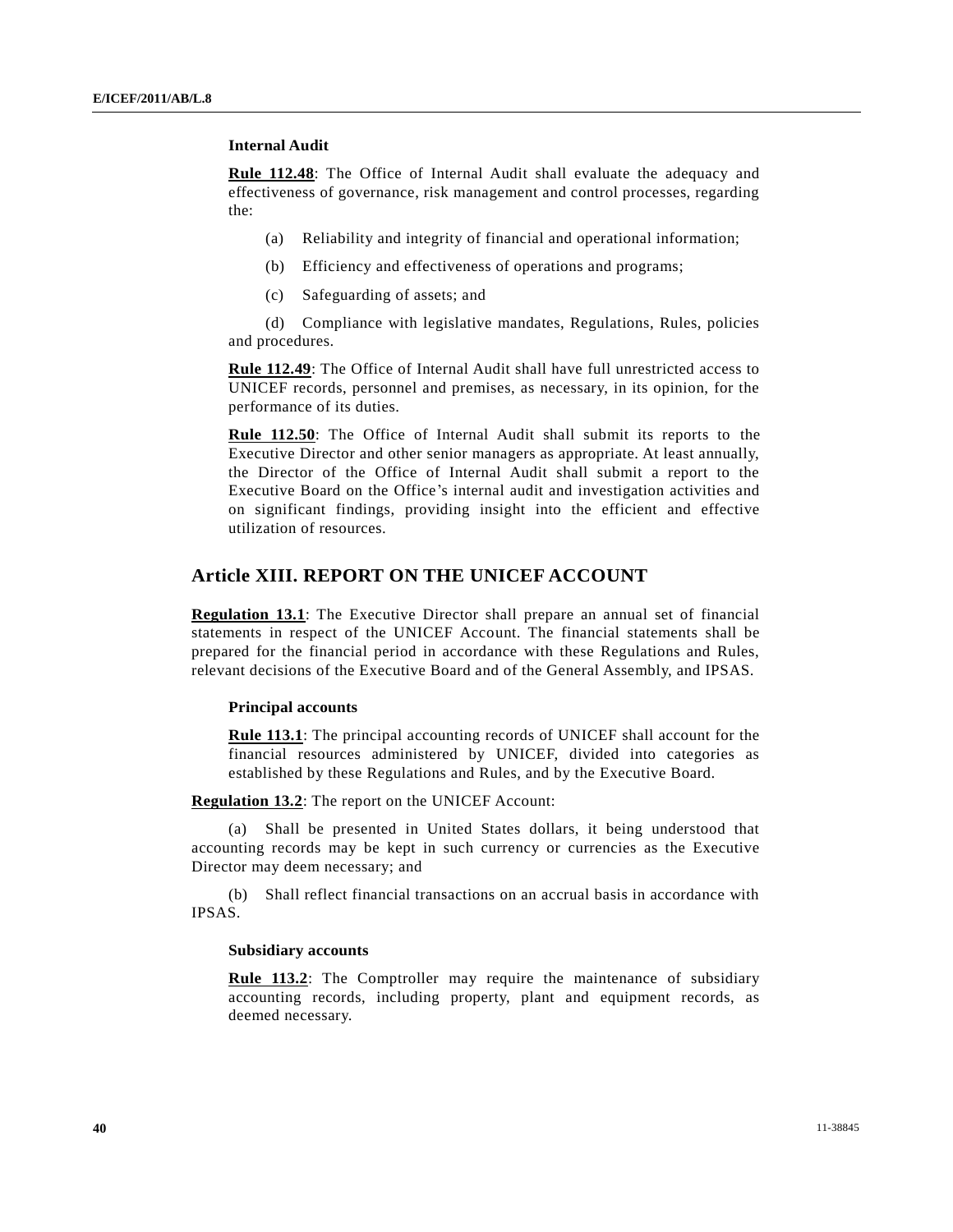### Internal Audit

**Rule 112.48**: The Office of Internal Audit shall evaluate the adequacy and effectiveness of governance, risk management and control processes, regarding the:

(a) Reliability and integrity of financial and operational information;

(b) Efficiency and effectiveness of operations and programs;

(c) Safeguarding of assets; and

(d) Compliance with legislative mandates, Regulations, Rules, policies and procedures.

**Rule 112.49**: The Office of Internal Audit shall have full unrestricted access to UNICEF records, personnel and premises, as necessary, in its opinion, for the performance of its duties.

**Rule 112.50**: The Office of Internal Audit shall submit its reports to the Executive Director and other senior managers as appropriate. At least annually, the Director of the Office of Internal Audit shall submit a report to the Executive Board on the Office's internal audit and investigation activities and on significant findings, providing insight into the efficient and effective utilization of resources.

## Article XIII. REPORT ON THE UNICEF ACCOUNT

**Regulation 13.1**: The Executive Director shall prepare an annual set of financial statements in respect of the UNICEF Account. The financial statements shall be prepared for the financial period in accordance with these Regulations and Rules, relevant decisions of the Executive Board and of the General Assembly, and IPSAS.

### Principal accounts

**Rule 113.1**: The principal accounting records of UNICEF shall account for the financial resources administered by UNICEF, divided into categories as established by these Regulations and Rules, and by the Executive Board.

**Regulation 13.2**: The report on the UNICEF Account:

(a) Shall be presented in United States dollars, it being understood that accounting records may be kept in such currency or currencies as the Executive Director may deem necessary; and

(b) Shall reflect financial transactions on an accrual basis in accordance with IPSAS.

### Subsidiary accounts

**Rule 113.2**: The Comptroller may require the maintenance of subsidiary accounting records, including property, plant and equipment records, as deemed necessary.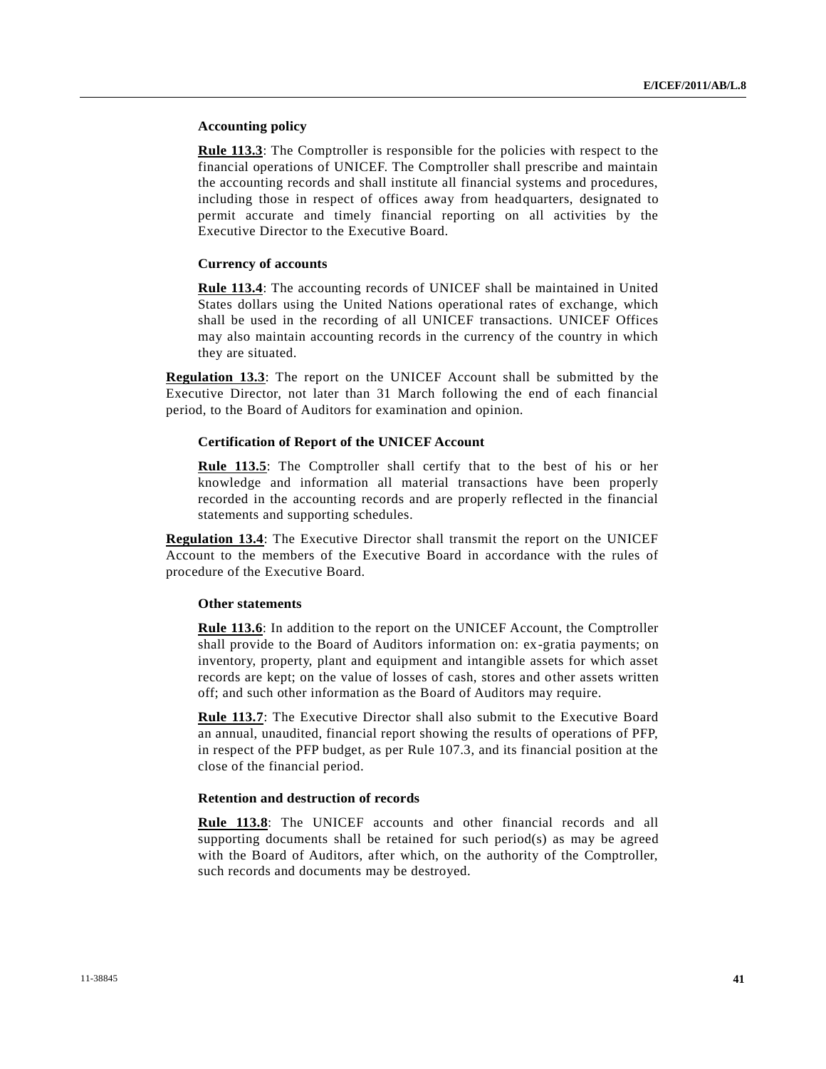### Accounting policy

**Rule 113.3**: The Comptroller is responsible for the policies with respect to the financial operations of UNICEF. The Comptroller shall prescribe and maintain the accounting records and shall institute all financial systems and procedures, including those in respect of offices away from headquarters, designated to permit accurate and timely financial reporting on all activities by the Executive Director to the Executive Board.

### Currency of accounts

**Rule 113.4**: The accounting records of UNICEF shall be maintained in United States dollars using the United Nations operational rates of exchange, which shall be used in the recording of all UNICEF transactions. UNICEF Offices may also maintain accounting records in the currency of the country in which they are situated.

**Regulation 13.3**: The report on the UNICEF Account shall be submitted by the Executive Director, not later than 31 March following the end of each financial period, to the Board of Auditors for examination and opinion.

### Certification of Report of the UNICEF Account

**Rule 113.5**: The Comptroller shall certify that to the best of his or her knowledge and information all material transactions have been properly recorded in the accounting records and are properly reflected in the financial statements and supporting schedules.

**Regulation 13.4**: The Executive Director shall transmit the report on the UNICEF Account to the members of the Executive Board in accordance with the rules of procedure of the Executive Board.

### Other statements

**Rule 113.6**: In addition to the report on the UNICEF Account, the Comptroller shall provide to the Board of Auditors information on: ex-gratia payments; on inventory, property, plant and equipment and intangible assets for which asset records are kept; on the value of losses of cash, stores and other assets written off; and such other information as the Board of Auditors may require.

**Rule 113.7**: The Executive Director shall also submit to the Executive Board an annual, unaudited, financial report showing the results of operations of PFP, in respect of the PFP budget, as per Rule 107.3, and its financial position at the close of the financial period.

### Retention and destruction of records

**Rule 113.8**: The UNICEF accounts and other financial records and all supporting documents shall be retained for such period(s) as may be agreed with the Board of Auditors, after which, on the authority of the Comptroller, such records and documents may be destroyed.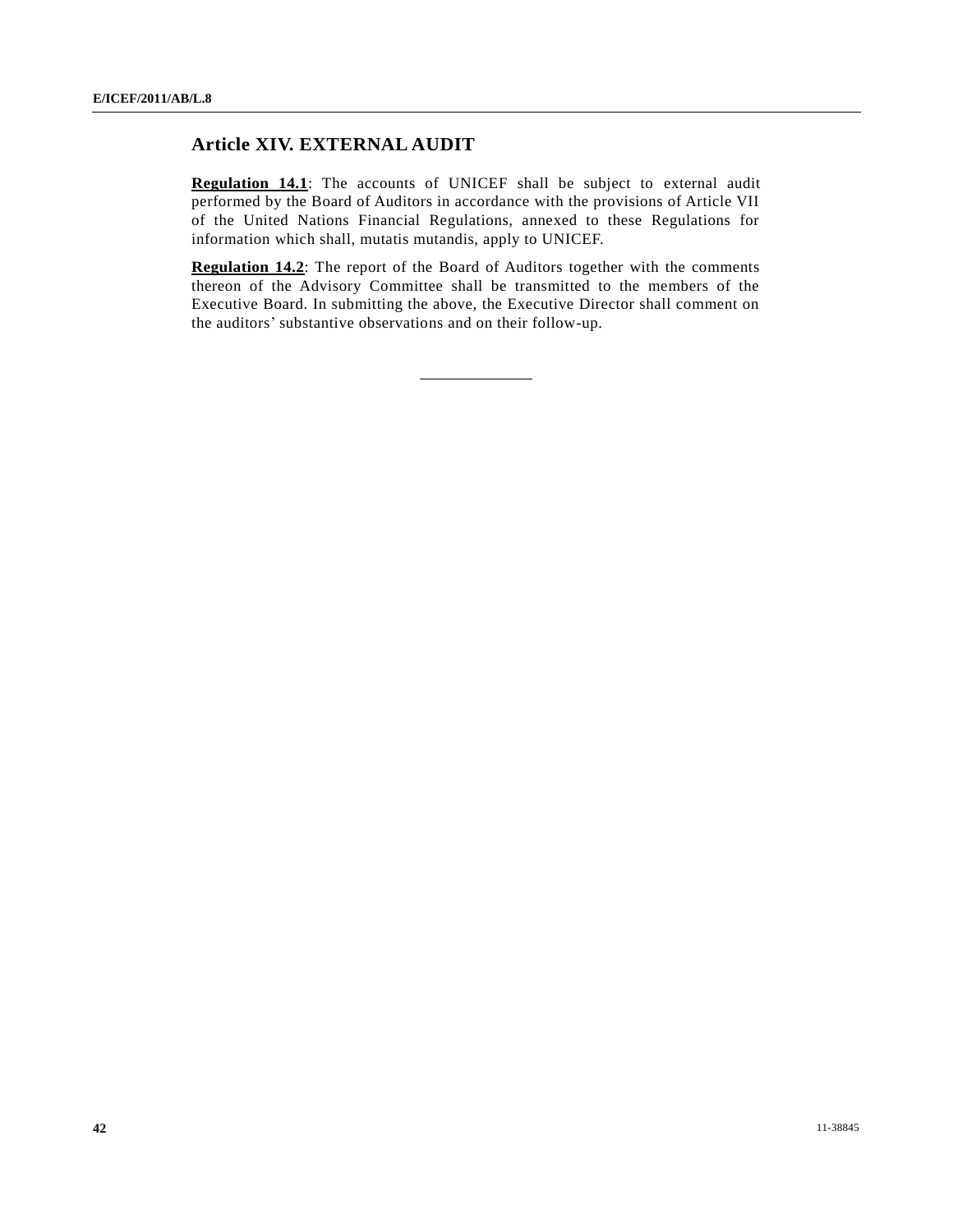## Article XIV. EXTERNAL AUDIT

**Regulation 14.1**: The accounts of UNICEF shall be subject to external audit performed by the Board of Auditors in accordance with the provisions of Article VII of the United Nations Financial Regulations, annexed to these Regulations for information which shall, mutatis mutandis, apply to UNICEF.

**Regulation 14.2**: The report of the Board of Auditors together with the comments thereon of the Advisory Committee shall be transmitted to the members of the Executive Board. In submitting the above, the Executive Director shall comment on the auditors' substantive observations and on their follow-up.